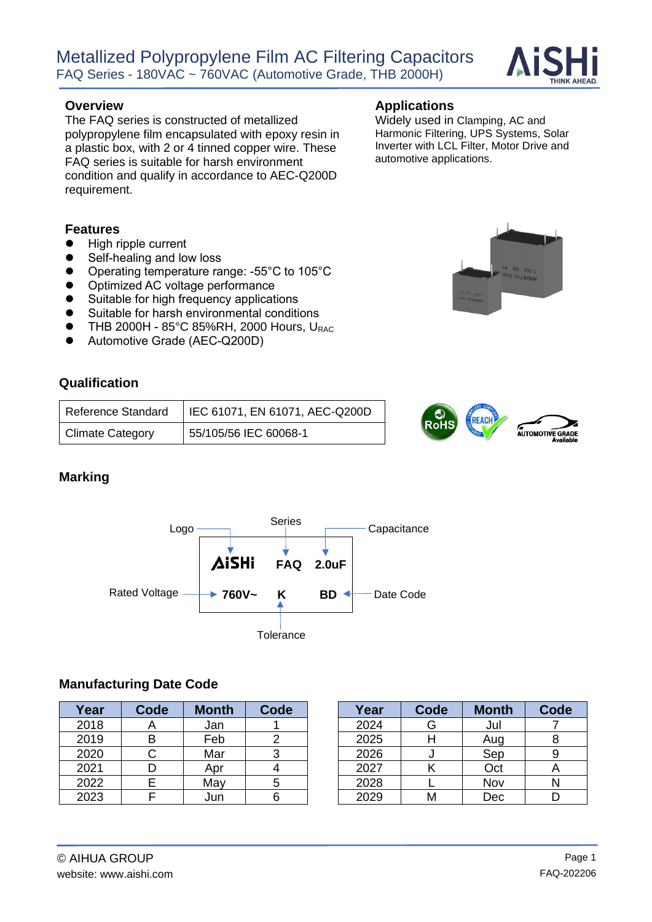# Metallized Polypropylene Film AC Filtering Capacitors

FAQ Series - 180VAC ~ 760VAC (Automotive Grade, THB 2000H)

## Overview

The FAQ series is constructed of metallized polypropylene film encapsulated with epoxy resin in a plastic box, with 2 or 4 tinned copper wire. These FAQ series is suitable for harsh environment condition and qualify in accordance to AEC-Q200D requirement.

## Applications

Widely used in Clamping, AC and Harmonic Filtering, UPS Systems, Solar Inverter with LCL Filter, Motor Drive and automotive applications.

## Features

- High ripple current
- Self-healing and low loss
- Operating temperature range: -55°C to 105°C
- Optimized AC voltage performance
- Suitable for high frequency applications
- Suitable for harsh environmental conditions
- THB 2000H - 85°C 85%RH, 2000 Hours, $U_{RAC}$
- Automotive Grade (AEC-Q200D)

## Qualification

| Reference Standard | IEC 61071, EN 61071, AEC-Q200D |
|---|---|
| Climate Category | 55/105/56 IEC 60068-1 |

RoHS | REACH | AUTOMOTIVE GRADE Available

## Marking

| Logo | Series | Capacitance |
|---|---|---|
| AiSHi | FAQ | 2.0uF |
| **Rated Voltage** | **Tolerance** | **Date Code** |
| 760V~ | K | BD |

## Manufacturing Date Code

| Year | Code | Month | Code |
|---|---|---|---|
| 2018 | A | Jan | 1 |
| 2019 | B | Feb | 2 |
| 2020 | C | Mar | 3 |
| 2021 | D | Apr | 4 |
| 2022 | E | May | 5 |
| 2023 | F | Jun | 6 |
| 2024 | G | Jul | 7 |
| 2025 | H | Aug | 8 |
| 2026 | J | Sep | 9 |
| 2027 | K | Oct | A |
| 2028 | L | Nov | N |
| 2029 | M | Dec | D |

© AIHUA GROUP
website: www.aishi.com

FAQ-202206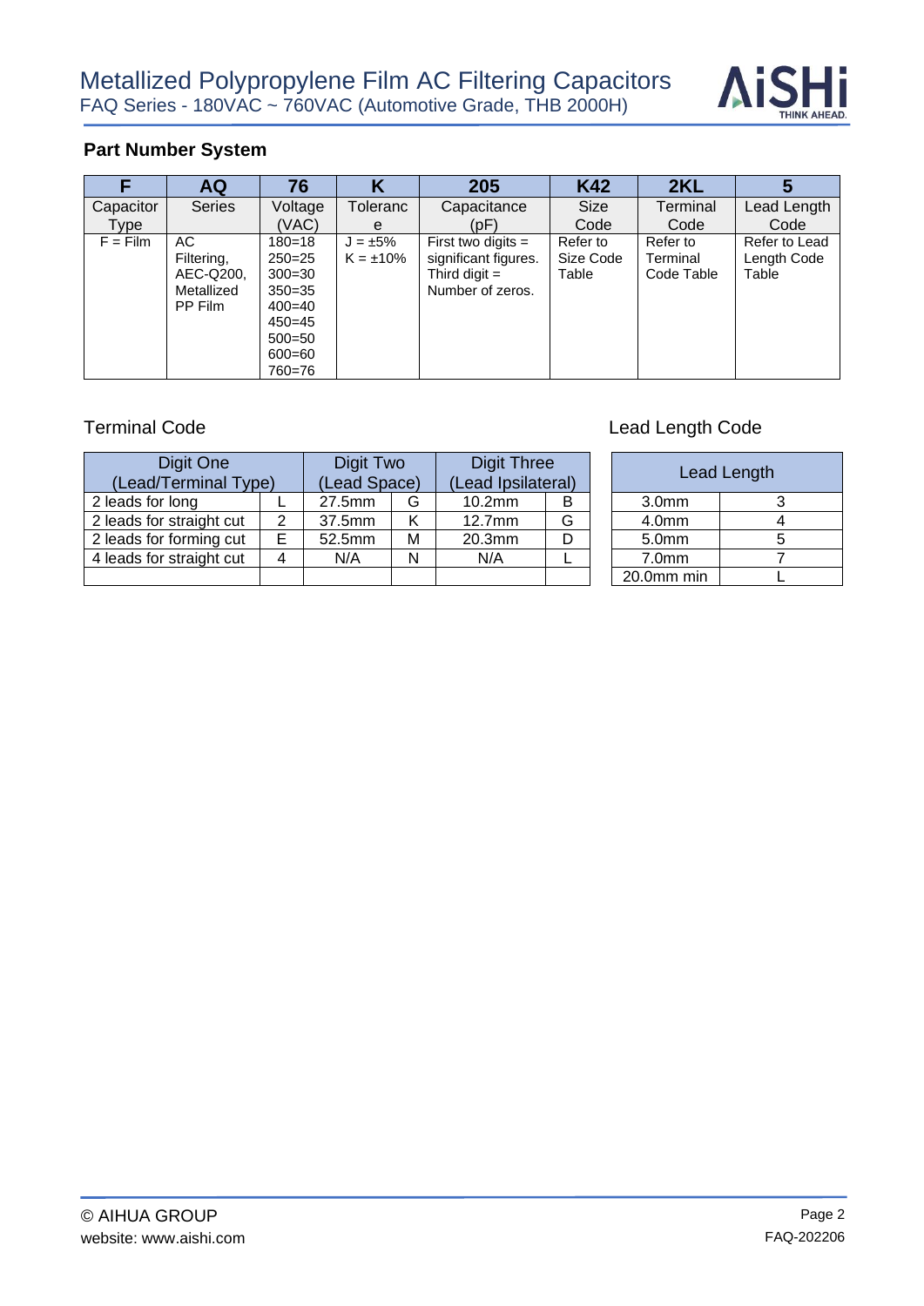## Part Number System

| F | AQ | 76 | K | 205 | K42 | 2KL | 5 |
|---|---|---|---|---|---|---|---|
| Capacitor Type | Series | Voltage (VAC) | Tolerance | Capacitance (pF) | Size Code | Terminal Code | Lead Length Code |
| F = Film | AC Filtering, AEC-Q200, Metallized PP Film | 180=18<br>250=25<br>300=30<br>350=35<br>400=40<br>450=45<br>500=50<br>600=60<br>760=76 | J = ±5%<br>K = ±10% | First two digits = significant figures. Third digit = Number of zeros. | Refer to Size Code Table | Refer to Terminal Code Table | Refer to Lead Length Code Table |

### Terminal Code

| Digit One (Lead/Terminal Type) | | Digit Two (Lead Space) | | Digit Three (Lead Ipsilateral) | |
|---|---|---|---|---|---|
| 2 leads for long | L | 27.5mm | G | 10.2mm | B |
| 2 leads for straight cut | 2 | 37.5mm | K | 12.7mm | G |
| 2 leads for forming cut | E | 52.5mm | M | 20.3mm | D |
| 4 leads for straight cut | 4 | N/A | N | N/A | L |
| | | | | | |

### Lead Length Code

| Lead Length | |
|---|---|
| 3.0mm | 3 |
| 4.0mm | 4 |
| 5.0mm | 5 |
| 7.0mm | 7 |
| 20.0mm min | L |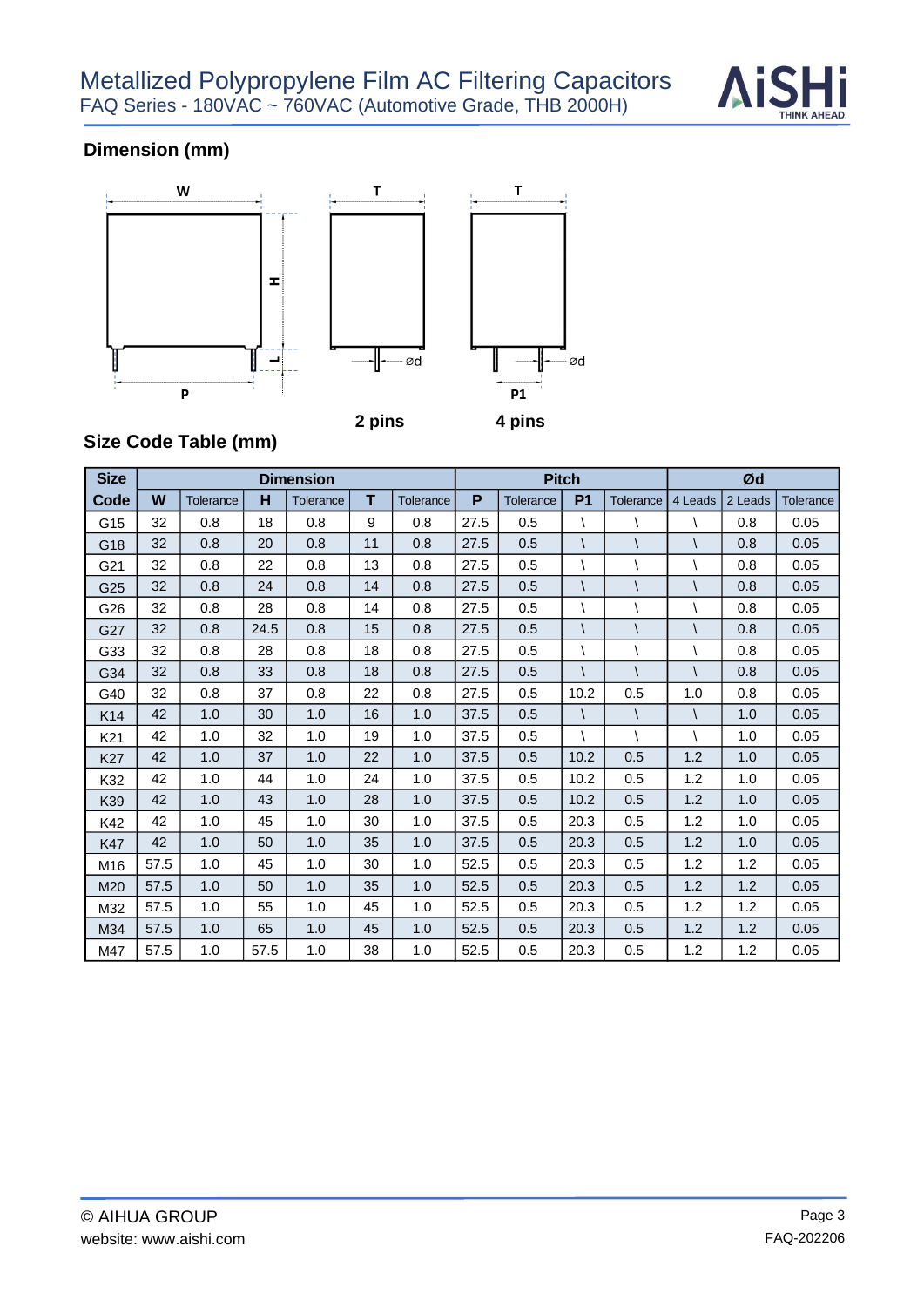## Dimension (mm)

W T T

H

L ød ød

P P1

2 pins 4 pins

## Size Code Table (mm)

| Size Code | Dimension | | | | | | Pitch | | | | Ød | | |
|---|---|---|---|---|---|---|---|---|---|---|---|---|---|
| | W | Tolerance | H | Tolerance | T | Tolerance | P | Tolerance | P1 | Tolerance | 4 Leads | 2 Leads | Tolerance |
| G15 | 32 | 0.8 | 18 | 0.8 | 9 | 0.8 | 27.5 | 0.5 | \ | \ | \ | 0.8 | 0.05 |
| G18 | 32 | 0.8 | 20 | 0.8 | 11 | 0.8 | 27.5 | 0.5 | \ | \ | \ | 0.8 | 0.05 |
| G21 | 32 | 0.8 | 22 | 0.8 | 13 | 0.8 | 27.5 | 0.5 | \ | \ | \ | 0.8 | 0.05 |
| G25 | 32 | 0.8 | 24 | 0.8 | 14 | 0.8 | 27.5 | 0.5 | \ | \ | \ | 0.8 | 0.05 |
| G26 | 32 | 0.8 | 28 | 0.8 | 14 | 0.8 | 27.5 | 0.5 | \ | \ | \ | 0.8 | 0.05 |
| G27 | 32 | 0.8 | 24.5 | 0.8 | 15 | 0.8 | 27.5 | 0.5 | \ | \ | \ | 0.8 | 0.05 |
| G33 | 32 | 0.8 | 28 | 0.8 | 18 | 0.8 | 27.5 | 0.5 | \ | \ | \ | 0.8 | 0.05 |
| G34 | 32 | 0.8 | 33 | 0.8 | 18 | 0.8 | 27.5 | 0.5 | \ | \ | \ | 0.8 | 0.05 |
| G40 | 32 | 0.8 | 37 | 0.8 | 22 | 0.8 | 27.5 | 0.5 | 10.2 | 0.5 | 1.0 | 0.8 | 0.05 |
| K14 | 42 | 1.0 | 30 | 1.0 | 16 | 1.0 | 37.5 | 0.5 | \ | \ | \ | 1.0 | 0.05 |
| K21 | 42 | 1.0 | 32 | 1.0 | 19 | 1.0 | 37.5 | 0.5 | \ | \ | \ | 1.0 | 0.05 |
| K27 | 42 | 1.0 | 37 | 1.0 | 22 | 1.0 | 37.5 | 0.5 | 10.2 | 0.5 | 1.2 | 1.0 | 0.05 |
| K32 | 42 | 1.0 | 44 | 1.0 | 24 | 1.0 | 37.5 | 0.5 | 10.2 | 0.5 | 1.2 | 1.0 | 0.05 |
| K39 | 42 | 1.0 | 43 | 1.0 | 28 | 1.0 | 37.5 | 0.5 | 10.2 | 0.5 | 1.2 | 1.0 | 0.05 |
| K42 | 42 | 1.0 | 45 | 1.0 | 30 | 1.0 | 37.5 | 0.5 | 20.3 | 0.5 | 1.2 | 1.0 | 0.05 |
| K47 | 42 | 1.0 | 50 | 1.0 | 35 | 1.0 | 37.5 | 0.5 | 20.3 | 0.5 | 1.2 | 1.0 | 0.05 |
| M16 | 57.5 | 1.0 | 45 | 1.0 | 30 | 1.0 | 52.5 | 0.5 | 20.3 | 0.5 | 1.2 | 1.2 | 0.05 |
| M20 | 57.5 | 1.0 | 50 | 1.0 | 35 | 1.0 | 52.5 | 0.5 | 20.3 | 0.5 | 1.2 | 1.2 | 0.05 |
| M32 | 57.5 | 1.0 | 55 | 1.0 | 45 | 1.0 | 52.5 | 0.5 | 20.3 | 0.5 | 1.2 | 1.2 | 0.05 |
| M34 | 57.5 | 1.0 | 65 | 1.0 | 45 | 1.0 | 52.5 | 0.5 | 20.3 | 0.5 | 1.2 | 1.2 | 0.05 |
| M47 | 57.5 | 1.0 | 57.5 | 1.0 | 38 | 1.0 | 52.5 | 0.5 | 20.3 | 0.5 | 1.2 | 1.2 | 0.05 |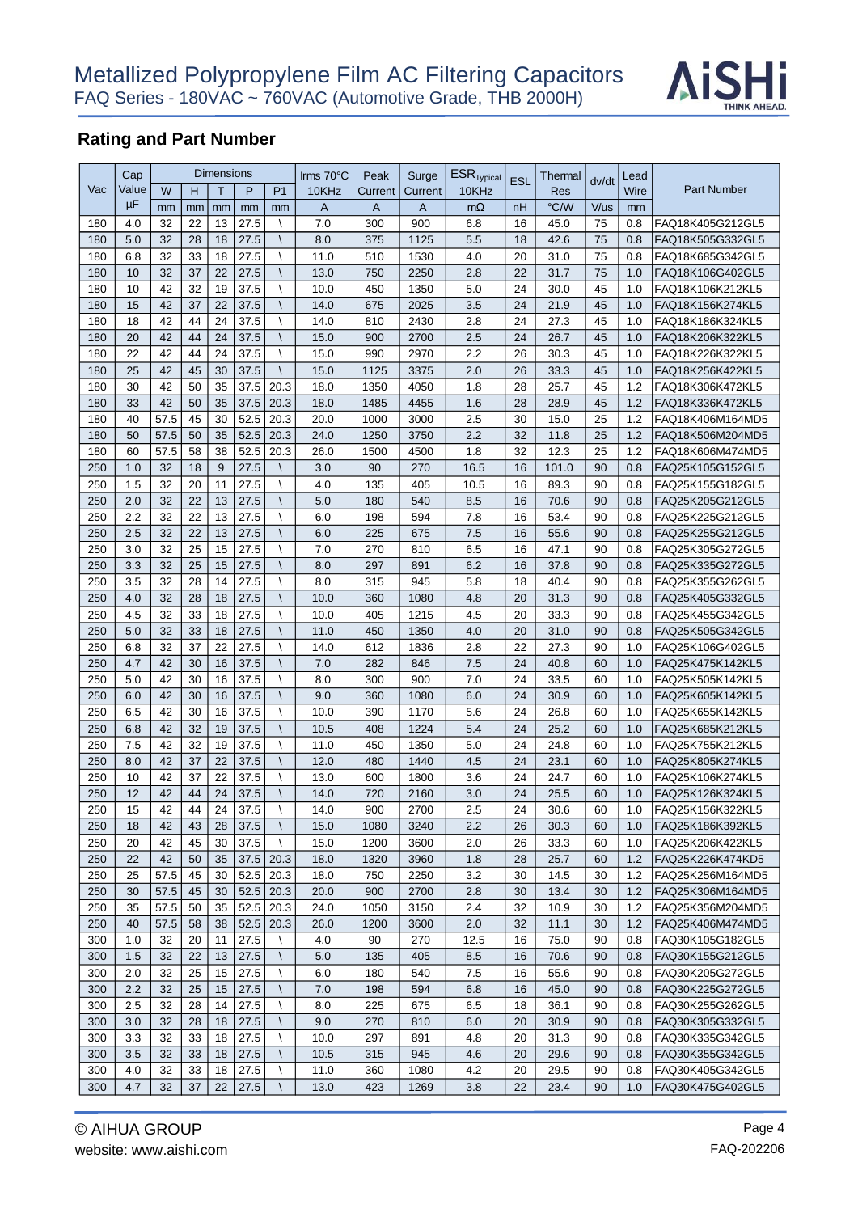# Metallized Polypropylene Film AC Filtering Capacitors

FAQ Series - 180VAC ~ 760VAC (Automotive Grade, THB 2000H)

## Rating and Part Number

| Vac | Cap Value | Dimensions | | | | | Irms 70°C 10KHz | Peak Current | Surge Current | $ESR_{Typical}$ 10KHz | ESL | Thermal Res | dv/dt | Lead Wire | Part Number |
|---|---|---|---|---|---|---|---|---|---|---|---|---|---|---|---|
| | | W | H | T | P | P1 | | | | | | | | | |
| | µF | mm | mm | mm | mm | mm | A | A | A | mΩ | nH | °C/W | V/us | mm | |
| 180 | 4.0 | 32 | 22 | 13 | 27.5 | \ | 7.0 | 300 | 900 | 6.8 | 16 | 45.0 | 75 | 0.8 | FAQ18K405G212GL5 |
| 180 | 5.0 | 32 | 28 | 18 | 27.5 | \ | 8.0 | 375 | 1125 | 5.5 | 18 | 42.6 | 75 | 0.8 | FAQ18K505G332GL5 |
| 180 | 6.8 | 32 | 33 | 18 | 27.5 | \ | 11.0 | 510 | 1530 | 4.0 | 20 | 31.0 | 75 | 0.8 | FAQ18K685G342GL5 |
| 180 | 10 | 32 | 37 | 22 | 27.5 | \ | 13.0 | 750 | 2250 | 2.8 | 22 | 31.7 | 75 | 1.0 | FAQ18K106G402GL5 |
| 180 | 10 | 42 | 32 | 19 | 37.5 | \ | 10.0 | 450 | 1350 | 5.0 | 24 | 30.0 | 45 | 1.0 | FAQ18K106K212KL5 |
| 180 | 15 | 42 | 37 | 22 | 37.5 | \ | 14.0 | 675 | 2025 | 3.5 | 24 | 21.9 | 45 | 1.0 | FAQ18K156K274KL5 |
| 180 | 18 | 42 | 44 | 24 | 37.5 | \ | 14.0 | 810 | 2430 | 2.8 | 24 | 27.3 | 45 | 1.0 | FAQ18K186K324KL5 |
| 180 | 20 | 42 | 44 | 24 | 37.5 | \ | 15.0 | 900 | 2700 | 2.5 | 24 | 26.7 | 45 | 1.0 | FAQ18K206K322KL5 |
| 180 | 22 | 42 | 44 | 24 | 37.5 | \ | 15.0 | 990 | 2970 | 2.2 | 26 | 30.3 | 45 | 1.0 | FAQ18K226K322KL5 |
| 180 | 25 | 42 | 45 | 30 | 37.5 | \ | 15.0 | 1125 | 3375 | 2.0 | 26 | 33.3 | 45 | 1.0 | FAQ18K256K422KL5 |
| 180 | 30 | 42 | 50 | 35 | 37.5 | 20.3 | 18.0 | 1350 | 4050 | 1.8 | 28 | 25.7 | 45 | 1.2 | FAQ18K306K472KL5 |
| 180 | 33 | 42 | 50 | 35 | 37.5 | 20.3 | 18.0 | 1485 | 4455 | 1.6 | 28 | 28.9 | 45 | 1.2 | FAQ18K336K472KL5 |
| 180 | 40 | 57.5 | 45 | 30 | 52.5 | 20.3 | 20.0 | 1000 | 3000 | 2.5 | 30 | 15.0 | 25 | 1.2 | FAQ18K406M164MD5 |
| 180 | 50 | 57.5 | 50 | 35 | 52.5 | 20.3 | 24.0 | 1250 | 3750 | 2.2 | 32 | 11.8 | 25 | 1.2 | FAQ18K506M204MD5 |
| 180 | 60 | 57.5 | 58 | 38 | 52.5 | 20.3 | 26.0 | 1500 | 4500 | 1.8 | 32 | 12.3 | 25 | 1.2 | FAQ18K606M474MD5 |
| 250 | 1.0 | 32 | 18 | 9 | 27.5 | \ | 3.0 | 90 | 270 | 16.5 | 16 | 101.0 | 90 | 0.8 | FAQ25K105G152GL5 |
| 250 | 1.5 | 32 | 20 | 11 | 27.5 | \ | 4.0 | 135 | 405 | 10.5 | 16 | 89.3 | 90 | 0.8 | FAQ25K155G182GL5 |
| 250 | 2.0 | 32 | 22 | 13 | 27.5 | \ | 5.0 | 180 | 540 | 8.5 | 16 | 70.6 | 90 | 0.8 | FAQ25K205G212GL5 |
| 250 | 2.2 | 32 | 22 | 13 | 27.5 | \ | 6.0 | 198 | 594 | 7.8 | 16 | 53.4 | 90 | 0.8 | FAQ25K225G212GL5 |
| 250 | 2.5 | 32 | 22 | 13 | 27.5 | \ | 6.0 | 225 | 675 | 7.5 | 16 | 55.6 | 90 | 0.8 | FAQ25K255G212GL5 |
| 250 | 3.0 | 32 | 25 | 15 | 27.5 | \ | 7.0 | 270 | 810 | 6.5 | 16 | 47.1 | 90 | 0.8 | FAQ25K305G272GL5 |
| 250 | 3.3 | 32 | 25 | 15 | 27.5 | \ | 8.0 | 297 | 891 | 6.2 | 16 | 37.8 | 90 | 0.8 | FAQ25K335G272GL5 |
| 250 | 3.5 | 32 | 28 | 14 | 27.5 | \ | 8.0 | 315 | 945 | 5.8 | 18 | 40.4 | 90 | 0.8 | FAQ25K355G262GL5 |
| 250 | 4.0 | 32 | 28 | 18 | 27.5 | \ | 10.0 | 360 | 1080 | 4.8 | 20 | 31.3 | 90 | 0.8 | FAQ25K405G332GL5 |
| 250 | 4.5 | 32 | 33 | 18 | 27.5 | \ | 10.0 | 405 | 1215 | 4.5 | 20 | 33.3 | 90 | 0.8 | FAQ25K455G342GL5 |
| 250 | 5.0 | 32 | 33 | 18 | 27.5 | \ | 11.0 | 450 | 1350 | 4.0 | 20 | 31.0 | 90 | 0.8 | FAQ25K505G342GL5 |
| 250 | 6.8 | 32 | 37 | 22 | 27.5 | \ | 14.0 | 612 | 1836 | 2.8 | 22 | 27.3 | 90 | 1.0 | FAQ25K106G402GL5 |
| 250 | 4.7 | 42 | 30 | 16 | 37.5 | \ | 7.0 | 282 | 846 | 7.5 | 24 | 40.8 | 60 | 1.0 | FAQ25K475K142KL5 |
| 250 | 5.0 | 42 | 30 | 16 | 37.5 | \ | 8.0 | 300 | 900 | 7.0 | 24 | 33.5 | 60 | 1.0 | FAQ25K505K142KL5 |
| 250 | 6.0 | 42 | 30 | 16 | 37.5 | \ | 9.0 | 360 | 1080 | 6.0 | 24 | 30.9 | 60 | 1.0 | FAQ25K605K142KL5 |
| 250 | 6.5 | 42 | 30 | 16 | 37.5 | \ | 10.0 | 390 | 1170 | 5.6 | 24 | 26.8 | 60 | 1.0 | FAQ25K655K142KL5 |
| 250 | 6.8 | 42 | 32 | 19 | 37.5 | \ | 10.5 | 408 | 1224 | 5.4 | 24 | 25.2 | 60 | 1.0 | FAQ25K685K212KL5 |
| 250 | 7.5 | 42 | 32 | 19 | 37.5 | \ | 11.0 | 450 | 1350 | 5.0 | 24 | 24.8 | 60 | 1.0 | FAQ25K755K212KL5 |
| 250 | 8.0 | 42 | 37 | 22 | 37.5 | \ | 12.0 | 480 | 1440 | 4.5 | 24 | 23.1 | 60 | 1.0 | FAQ25K805K274KL5 |
| 250 | 10 | 42 | 37 | 22 | 37.5 | \ | 13.0 | 600 | 1800 | 3.6 | 24 | 24.7 | 60 | 1.0 | FAQ25K106K274KL5 |
| 250 | 12 | 42 | 44 | 24 | 37.5 | \ | 14.0 | 720 | 2160 | 3.0 | 24 | 25.5 | 60 | 1.0 | FAQ25K126K324KL5 |
| 250 | 15 | 42 | 44 | 24 | 37.5 | \ | 14.0 | 900 | 2700 | 2.5 | 24 | 30.6 | 60 | 1.0 | FAQ25K156K322KL5 |
| 250 | 18 | 42 | 43 | 28 | 37.5 | \ | 15.0 | 1080 | 3240 | 2.2 | 26 | 30.3 | 60 | 1.0 | FAQ25K186K392KL5 |
| 250 | 20 | 42 | 45 | 30 | 37.5 | \ | 15.0 | 1200 | 3600 | 2.0 | 26 | 33.3 | 60 | 1.0 | FAQ25K206K422KL5 |
| 250 | 22 | 42 | 50 | 35 | 37.5 | 20.3 | 18.0 | 1320 | 3960 | 1.8 | 28 | 25.7 | 60 | 1.2 | FAQ25K226K474KD5 |
| 250 | 25 | 57.5 | 45 | 30 | 52.5 | 20.3 | 18.0 | 750 | 2250 | 3.2 | 30 | 14.5 | 30 | 1.2 | FAQ25K256M164MD5 |
| 250 | 30 | 57.5 | 45 | 30 | 52.5 | 20.3 | 20.0 | 900 | 2700 | 2.8 | 30 | 13.4 | 30 | 1.2 | FAQ25K306M164MD5 |
| 250 | 35 | 57.5 | 50 | 35 | 52.5 | 20.3 | 24.0 | 1050 | 3150 | 2.4 | 32 | 10.9 | 30 | 1.2 | FAQ25K356M204MD5 |
| 250 | 40 | 57.5 | 58 | 38 | 52.5 | 20.3 | 26.0 | 1200 | 3600 | 2.0 | 32 | 11.1 | 30 | 1.2 | FAQ25K406M474MD5 |
| 300 | 1.0 | 32 | 20 | 11 | 27.5 | \ | 4.0 | 90 | 270 | 12.5 | 16 | 75.0 | 90 | 0.8 | FAQ30K105G182GL5 |
| 300 | 1.5 | 32 | 22 | 13 | 27.5 | \ | 5.0 | 135 | 405 | 8.5 | 16 | 70.6 | 90 | 0.8 | FAQ30K155G212GL5 |
| 300 | 2.0 | 32 | 25 | 15 | 27.5 | \ | 6.0 | 180 | 540 | 7.5 | 16 | 55.6 | 90 | 0.8 | FAQ30K205G272GL5 |
| 300 | 2.2 | 32 | 25 | 15 | 27.5 | \ | 7.0 | 198 | 594 | 6.8 | 16 | 45.0 | 90 | 0.8 | FAQ30K225G272GL5 |
| 300 | 2.5 | 32 | 28 | 14 | 27.5 | \ | 8.0 | 225 | 675 | 6.5 | 18 | 36.1 | 90 | 0.8 | FAQ30K255G262GL5 |
| 300 | 3.0 | 32 | 28 | 18 | 27.5 | \ | 9.0 | 270 | 810 | 6.0 | 20 | 30.9 | 90 | 0.8 | FAQ30K305G332GL5 |
| 300 | 3.3 | 32 | 33 | 18 | 27.5 | \ | 10.0 | 297 | 891 | 4.8 | 20 | 31.3 | 90 | 0.8 | FAQ30K335G342GL5 |
| 300 | 3.5 | 32 | 33 | 18 | 27.5 | \ | 10.5 | 315 | 945 | 4.6 | 20 | 29.6 | 90 | 0.8 | FAQ30K355G342GL5 |
| 300 | 4.0 | 32 | 33 | 18 | 27.5 | \ | 11.0 | 360 | 1080 | 4.2 | 20 | 29.5 | 90 | 0.8 | FAQ30K405G342GL5 |
| 300 | 4.7 | 32 | 37 | 22 | 27.5 | \ | 13.0 | 423 | 1269 | 3.8 | 22 | 23.4 | 90 | 1.0 | FAQ30K475G402GL5 |

© AIHUA GROUP
website: www.aishi.com
FAQ-202206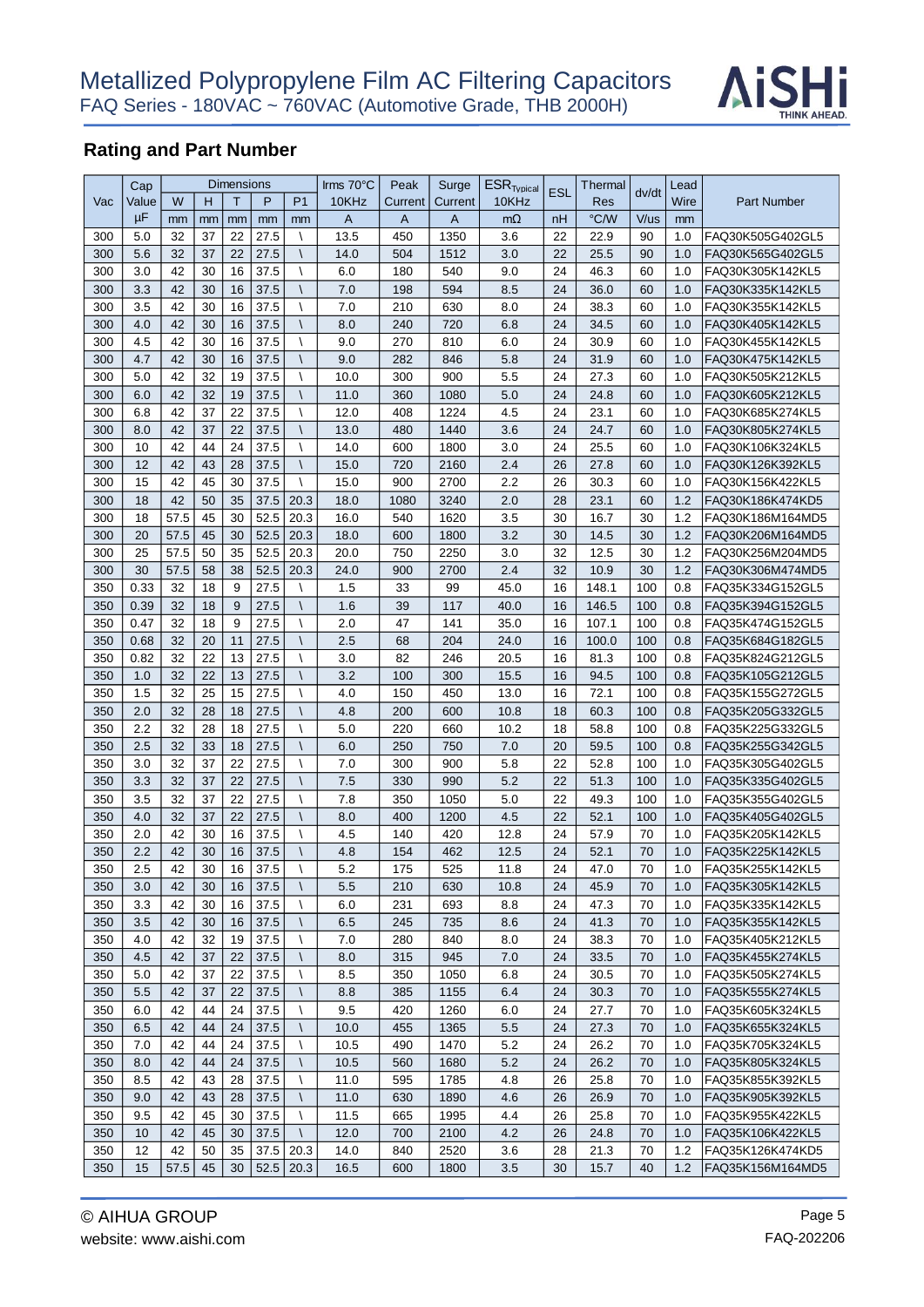# Metallized Polypropylene Film AC Filtering Capacitors

FAQ Series - 180VAC ~ 760VAC (Automotive Grade, THB 2000H)

## Rating and Part Number

| Vac | Cap Value | Dimensions W | H | T | P | P1 | Irms 70°C 10KHz | Peak Current | Surge Current | $ESR_{Typical}$ 10KHz | ESL | Thermal Res | dv/dt | Lead Wire | Part Number |
|---|---|---|---|---|---|---|---|---|---|---|---|---|---|---|---|
| | μF | mm | mm | mm | mm | mm | A | A | A | mΩ | nH | °C/W | V/us | mm | |
| 300 | 5.0 | 32 | 37 | 22 | 27.5 | \ | 13.5 | 450 | 1350 | 3.6 | 22 | 22.9 | 90 | 1.0 | FAQ30K505G402GL5 |
| 300 | 5.6 | 32 | 37 | 22 | 27.5 | \ | 14.0 | 504 | 1512 | 3.0 | 22 | 25.5 | 90 | 1.0 | FAQ30K565G402GL5 |
| 300 | 3.0 | 42 | 30 | 16 | 37.5 | \ | 6.0 | 180 | 540 | 9.0 | 24 | 46.3 | 60 | 1.0 | FAQ30K305K142KL5 |
| 300 | 3.3 | 42 | 30 | 16 | 37.5 | \ | 7.0 | 198 | 594 | 8.5 | 24 | 36.0 | 60 | 1.0 | FAQ30K335K142KL5 |
| 300 | 3.5 | 42 | 30 | 16 | 37.5 | \ | 7.0 | 210 | 630 | 8.0 | 24 | 38.3 | 60 | 1.0 | FAQ30K355K142KL5 |
| 300 | 4.0 | 42 | 30 | 16 | 37.5 | \ | 8.0 | 240 | 720 | 6.8 | 24 | 34.5 | 60 | 1.0 | FAQ30K405K142KL5 |
| 300 | 4.5 | 42 | 30 | 16 | 37.5 | \ | 9.0 | 270 | 810 | 6.0 | 24 | 30.9 | 60 | 1.0 | FAQ30K455K142KL5 |
| 300 | 4.7 | 42 | 30 | 16 | 37.5 | \ | 9.0 | 282 | 846 | 5.8 | 24 | 31.9 | 60 | 1.0 | FAQ30K475K142KL5 |
| 300 | 5.0 | 42 | 32 | 19 | 37.5 | \ | 10.0 | 300 | 900 | 5.5 | 24 | 27.3 | 60 | 1.0 | FAQ30K505K212KL5 |
| 300 | 6.0 | 42 | 32 | 19 | 37.5 | \ | 11.0 | 360 | 1080 | 5.0 | 24 | 24.8 | 60 | 1.0 | FAQ30K605K212KL5 |
| 300 | 6.8 | 42 | 37 | 22 | 37.5 | \ | 12.0 | 408 | 1224 | 4.5 | 24 | 23.1 | 60 | 1.0 | FAQ30K685K274KL5 |
| 300 | 8.0 | 42 | 37 | 22 | 37.5 | \ | 13.0 | 480 | 1440 | 3.6 | 24 | 24.7 | 60 | 1.0 | FAQ30K805K274KL5 |
| 300 | 10 | 42 | 44 | 24 | 37.5 | \ | 14.0 | 600 | 1800 | 3.0 | 24 | 25.5 | 60 | 1.0 | FAQ30K106K324KL5 |
| 300 | 12 | 42 | 43 | 28 | 37.5 | \ | 15.0 | 720 | 2160 | 2.4 | 26 | 27.8 | 60 | 1.0 | FAQ30K126K392KL5 |
| 300 | 15 | 42 | 45 | 30 | 37.5 | \ | 15.0 | 900 | 2700 | 2.2 | 26 | 30.3 | 60 | 1.0 | FAQ30K156K422KL5 |
| 300 | 18 | 42 | 50 | 35 | 37.5 | 20.3 | 18.0 | 1080 | 3240 | 2.0 | 28 | 23.1 | 60 | 1.2 | FAQ30K186K474KD5 |
| 300 | 18 | 57.5 | 45 | 30 | 52.5 | 20.3 | 16.0 | 540 | 1620 | 3.5 | 30 | 16.7 | 30 | 1.2 | FAQ30K186M164MD5 |
| 300 | 20 | 57.5 | 45 | 30 | 52.5 | 20.3 | 18.0 | 600 | 1800 | 3.2 | 30 | 14.5 | 30 | 1.2 | FAQ30K206M164MD5 |
| 300 | 25 | 57.5 | 50 | 35 | 52.5 | 20.3 | 20.0 | 750 | 2250 | 3.0 | 32 | 12.5 | 30 | 1.2 | FAQ30K256M204MD5 |
| 300 | 30 | 57.5 | 58 | 38 | 52.5 | 20.3 | 24.0 | 900 | 2700 | 2.4 | 32 | 10.9 | 30 | 1.2 | FAQ30K306M474MD5 |
| 350 | 0.33 | 32 | 18 | 9 | 27.5 | \ | 1.5 | 33 | 99 | 45.0 | 16 | 148.1 | 100 | 0.8 | FAQ35K334G152GL5 |
| 350 | 0.39 | 32 | 18 | 9 | 27.5 | \ | 1.6 | 39 | 117 | 40.0 | 16 | 146.5 | 100 | 0.8 | FAQ35K394G152GL5 |
| 350 | 0.47 | 32 | 18 | 9 | 27.5 | \ | 2.0 | 47 | 141 | 35.0 | 16 | 107.1 | 100 | 0.8 | FAQ35K474G152GL5 |
| 350 | 0.68 | 32 | 20 | 11 | 27.5 | \ | 2.5 | 68 | 204 | 24.0 | 16 | 100.0 | 100 | 0.8 | FAQ35K684G182GL5 |
| 350 | 0.82 | 32 | 22 | 13 | 27.5 | \ | 3.0 | 82 | 246 | 20.5 | 16 | 81.3 | 100 | 0.8 | FAQ35K824G212GL5 |
| 350 | 1.0 | 32 | 22 | 13 | 27.5 | \ | 3.2 | 100 | 300 | 15.5 | 16 | 94.5 | 100 | 0.8 | FAQ35K105G212GL5 |
| 350 | 1.5 | 32 | 25 | 15 | 27.5 | \ | 4.0 | 150 | 450 | 13.0 | 16 | 72.1 | 100 | 0.8 | FAQ35K155G272GL5 |
| 350 | 2.0 | 32 | 28 | 18 | 27.5 | \ | 4.8 | 200 | 600 | 10.8 | 18 | 60.3 | 100 | 0.8 | FAQ35K205G332GL5 |
| 350 | 2.2 | 32 | 28 | 18 | 27.5 | \ | 5.0 | 220 | 660 | 10.2 | 18 | 58.8 | 100 | 0.8 | FAQ35K225G332GL5 |
| 350 | 2.5 | 32 | 33 | 18 | 27.5 | \ | 6.0 | 250 | 750 | 7.0 | 20 | 59.5 | 100 | 0.8 | FAQ35K255G342GL5 |
| 350 | 3.0 | 32 | 37 | 22 | 27.5 | \ | 7.0 | 300 | 900 | 5.8 | 22 | 52.8 | 100 | 1.0 | FAQ35K305G402GL5 |
| 350 | 3.3 | 32 | 37 | 22 | 27.5 | \ | 7.5 | 330 | 990 | 5.2 | 22 | 51.3 | 100 | 1.0 | FAQ35K335G402GL5 |
| 350 | 3.5 | 32 | 37 | 22 | 27.5 | \ | 7.8 | 350 | 1050 | 5.0 | 22 | 49.3 | 100 | 1.0 | FAQ35K355G402GL5 |
| 350 | 4.0 | 32 | 37 | 22 | 27.5 | \ | 8.0 | 400 | 1200 | 4.5 | 22 | 52.1 | 100 | 1.0 | FAQ35K405G402GL5 |
| 350 | 2.0 | 42 | 30 | 16 | 37.5 | \ | 4.5 | 140 | 420 | 12.8 | 24 | 57.9 | 70 | 1.0 | FAQ35K205K142KL5 |
| 350 | 2.2 | 42 | 30 | 16 | 37.5 | \ | 4.8 | 154 | 462 | 12.5 | 24 | 52.1 | 70 | 1.0 | FAQ35K225K142KL5 |
| 350 | 2.5 | 42 | 30 | 16 | 37.5 | \ | 5.2 | 175 | 525 | 11.8 | 24 | 47.0 | 70 | 1.0 | FAQ35K255K142KL5 |
| 350 | 3.0 | 42 | 30 | 16 | 37.5 | \ | 5.5 | 210 | 630 | 10.8 | 24 | 45.9 | 70 | 1.0 | FAQ35K305K142KL5 |
| 350 | 3.3 | 42 | 30 | 16 | 37.5 | \ | 6.0 | 231 | 693 | 8.8 | 24 | 47.3 | 70 | 1.0 | FAQ35K335K142KL5 |
| 350 | 3.5 | 42 | 30 | 16 | 37.5 | \ | 6.5 | 245 | 735 | 8.6 | 24 | 41.3 | 70 | 1.0 | FAQ35K355K142KL5 |
| 350 | 4.0 | 42 | 32 | 19 | 37.5 | \ | 7.0 | 280 | 840 | 8.0 | 24 | 38.3 | 70 | 1.0 | FAQ35K405K212KL5 |
| 350 | 4.5 | 42 | 37 | 22 | 37.5 | \ | 8.0 | 315 | 945 | 7.0 | 24 | 33.5 | 70 | 1.0 | FAQ35K455K274KL5 |
| 350 | 5.0 | 42 | 37 | 22 | 37.5 | \ | 8.5 | 350 | 1050 | 6.8 | 24 | 30.5 | 70 | 1.0 | FAQ35K505K274KL5 |
| 350 | 5.5 | 42 | 37 | 22 | 37.5 | \ | 8.8 | 385 | 1155 | 6.4 | 24 | 30.3 | 70 | 1.0 | FAQ35K555K274KL5 |
| 350 | 6.0 | 42 | 44 | 24 | 37.5 | \ | 9.5 | 420 | 1260 | 6.0 | 24 | 27.7 | 70 | 1.0 | FAQ35K605K324KL5 |
| 350 | 6.5 | 42 | 44 | 24 | 37.5 | \ | 10.0 | 455 | 1365 | 5.5 | 24 | 27.3 | 70 | 1.0 | FAQ35K655K324KL5 |
| 350 | 7.0 | 42 | 44 | 24 | 37.5 | \ | 10.5 | 490 | 1470 | 5.2 | 24 | 26.2 | 70 | 1.0 | FAQ35K705K324KL5 |
| 350 | 8.0 | 42 | 44 | 24 | 37.5 | \ | 10.5 | 560 | 1680 | 5.2 | 24 | 26.2 | 70 | 1.0 | FAQ35K805K324KL5 |
| 350 | 8.5 | 42 | 43 | 28 | 37.5 | \ | 11.0 | 595 | 1785 | 4.8 | 26 | 25.8 | 70 | 1.0 | FAQ35K855K392KL5 |
| 350 | 9.0 | 42 | 43 | 28 | 37.5 | \ | 11.0 | 630 | 1890 | 4.6 | 26 | 26.9 | 70 | 1.0 | FAQ35K905K392KL5 |
| 350 | 9.5 | 42 | 45 | 30 | 37.5 | \ | 11.5 | 665 | 1995 | 4.4 | 26 | 25.8 | 70 | 1.0 | FAQ35K955K422KL5 |
| 350 | 10 | 42 | 45 | 30 | 37.5 | \ | 12.0 | 700 | 2100 | 4.2 | 26 | 24.8 | 70 | 1.0 | FAQ35K106K422KL5 |
| 350 | 12 | 42 | 50 | 35 | 37.5 | 20.3 | 14.0 | 840 | 2520 | 3.6 | 28 | 21.3 | 70 | 1.2 | FAQ35K126K474KD5 |
| 350 | 15 | 57.5 | 45 | 30 | 52.5 | 20.3 | 16.5 | 600 | 1800 | 3.5 | 30 | 15.7 | 40 | 1.2 | FAQ35K156M164MD5 |

© AIHUA GROUP

website: www.aishi.com

FAQ-202206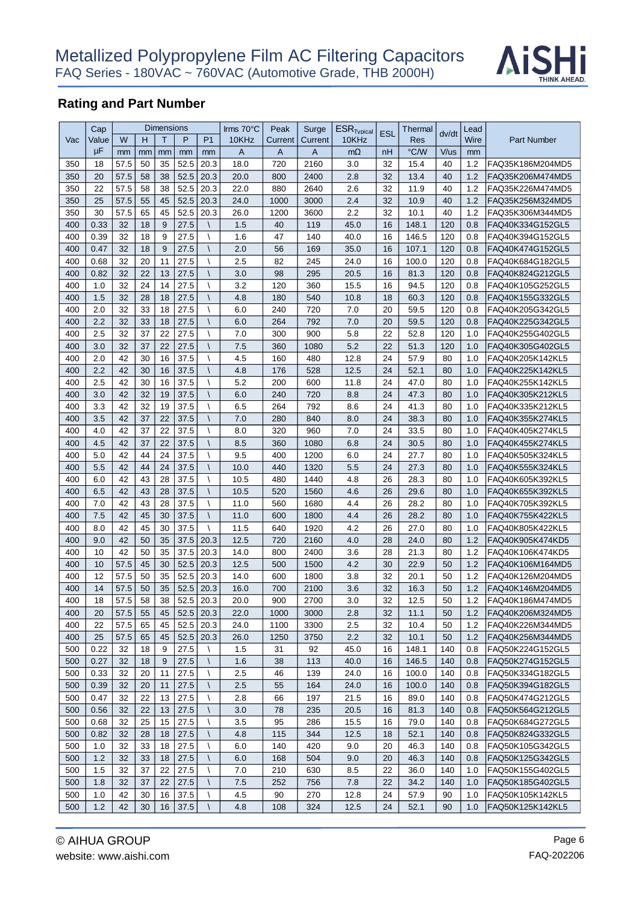# Metallized Polypropylene Film AC Filtering Capacitors

FAQ Series - 180VAC ~ 760VAC (Automotive Grade, THB 2000H)

## Rating and Part Number

| Vac | Cap Value | Dimensions W | H | T | P | P1 | Irms 70°C 10KHz | Peak Current | Surge Current | $ESR_{Typical}$ 10KHz | ESL | Thermal Res | dv/dt | Lead Wire | Part Number |
|---|---|---|---|---|---|---|---|---|---|---|---|---|---|---|---|
| | μF | mm | mm | mm | mm | mm | A | A | A | mΩ | nH | °C/W | V/us | mm | |
| 350 | 18 | 57.5 | 50 | 35 | 52.5 | 20.3 | 18.0 | 720 | 2160 | 3.0 | 32 | 15.4 | 40 | 1.2 | FAQ35K186M204MD5 |
| 350 | 20 | 57.5 | 58 | 38 | 52.5 | 20.3 | 20.0 | 800 | 2400 | 2.8 | 32 | 13.4 | 40 | 1.2 | FAQ35K206M474MD5 |
| 350 | 22 | 57.5 | 58 | 38 | 52.5 | 20.3 | 22.0 | 880 | 2640 | 2.6 | 32 | 11.9 | 40 | 1.2 | FAQ35K226M474MD5 |
| 350 | 25 | 57.5 | 55 | 45 | 52.5 | 20.3 | 24.0 | 1000 | 3000 | 2.4 | 32 | 10.9 | 40 | 1.2 | FAQ35K256M324MD5 |
| 350 | 30 | 57.5 | 65 | 45 | 52.5 | 20.3 | 26.0 | 1200 | 3600 | 2.2 | 32 | 10.1 | 40 | 1.2 | FAQ35K306M344MD5 |
| 400 | 0.33 | 32 | 18 | 9 | 27.5 | \ | 1.5 | 40 | 119 | 45.0 | 16 | 148.1 | 120 | 0.8 | FAQ40K334G152GL5 |
| 400 | 0.39 | 32 | 18 | 9 | 27.5 | \ | 1.6 | 47 | 140 | 40.0 | 16 | 146.5 | 120 | 0.8 | FAQ40K394G152GL5 |
| 400 | 0.47 | 32 | 18 | 9 | 27.5 | \ | 2.0 | 56 | 169 | 35.0 | 16 | 107.1 | 120 | 0.8 | FAQ40K474G152GL5 |
| 400 | 0.68 | 32 | 20 | 11 | 27.5 | \ | 2.5 | 82 | 245 | 24.0 | 16 | 100.0 | 120 | 0.8 | FAQ40K684G182GL5 |
| 400 | 0.82 | 32 | 22 | 13 | 27.5 | \ | 3.0 | 98 | 295 | 20.5 | 16 | 81.3 | 120 | 0.8 | FAQ40K824G212GL5 |
| 400 | 1.0 | 32 | 24 | 14 | 27.5 | \ | 3.2 | 120 | 360 | 15.5 | 16 | 94.5 | 120 | 0.8 | FAQ40K105G252GL5 |
| 400 | 1.5 | 32 | 28 | 18 | 27.5 | \ | 4.8 | 180 | 540 | 10.8 | 18 | 60.3 | 120 | 0.8 | FAQ40K155G332GL5 |
| 400 | 2.0 | 32 | 33 | 18 | 27.5 | \ | 6.0 | 240 | 720 | 7.0 | 20 | 59.5 | 120 | 0.8 | FAQ40K205G342GL5 |
| 400 | 2.2 | 32 | 33 | 18 | 27.5 | \ | 6.0 | 264 | 792 | 7.0 | 20 | 59.5 | 120 | 0.8 | FAQ40K225G342GL5 |
| 400 | 2.5 | 32 | 37 | 22 | 27.5 | \ | 7.0 | 300 | 900 | 5.8 | 22 | 52.8 | 120 | 1.0 | FAQ40K255G402GL5 |
| 400 | 3.0 | 32 | 37 | 22 | 27.5 | \ | 7.5 | 360 | 1080 | 5.2 | 22 | 51.3 | 120 | 1.0 | FAQ40K305G402GL5 |
| 400 | 2.0 | 42 | 30 | 16 | 37.5 | \ | 4.5 | 160 | 480 | 12.8 | 24 | 57.9 | 80 | 1.0 | FAQ40K205K142KL5 |
| 400 | 2.2 | 42 | 30 | 16 | 37.5 | \ | 4.8 | 176 | 528 | 12.5 | 24 | 52.1 | 80 | 1.0 | FAQ40K225K142KL5 |
| 400 | 2.5 | 42 | 30 | 16 | 37.5 | \ | 5.2 | 200 | 600 | 11.8 | 24 | 47.0 | 80 | 1.0 | FAQ40K255K142KL5 |
| 400 | 3.0 | 42 | 32 | 19 | 37.5 | \ | 6.0 | 240 | 720 | 8.8 | 24 | 47.3 | 80 | 1.0 | FAQ40K305K212KL5 |
| 400 | 3.3 | 42 | 32 | 19 | 37.5 | \ | 6.5 | 264 | 792 | 8.6 | 24 | 41.3 | 80 | 1.0 | FAQ40K335K212KL5 |
| 400 | 3.5 | 42 | 37 | 22 | 37.5 | \ | 7.0 | 280 | 840 | 8.0 | 24 | 38.3 | 80 | 1.0 | FAQ40K355K274KL5 |
| 400 | 4.0 | 42 | 37 | 22 | 37.5 | \ | 8.0 | 320 | 960 | 7.0 | 24 | 33.5 | 80 | 1.0 | FAQ40K405K274KL5 |
| 400 | 4.5 | 42 | 37 | 22 | 37.5 | \ | 8.5 | 360 | 1080 | 6.8 | 24 | 30.5 | 80 | 1.0 | FAQ40K455K274KL5 |
| 400 | 5.0 | 42 | 44 | 24 | 37.5 | \ | 9.5 | 400 | 1200 | 6.0 | 24 | 27.7 | 80 | 1.0 | FAQ40K505K324KL5 |
| 400 | 5.5 | 42 | 44 | 24 | 37.5 | \ | 10.0 | 440 | 1320 | 5.5 | 24 | 27.3 | 80 | 1.0 | FAQ40K555K324KL5 |
| 400 | 6.0 | 42 | 43 | 28 | 37.5 | \ | 10.5 | 480 | 1440 | 4.8 | 26 | 28.3 | 80 | 1.0 | FAQ40K605K392KL5 |
| 400 | 6.5 | 42 | 43 | 28 | 37.5 | \ | 10.5 | 520 | 1560 | 4.6 | 26 | 29.6 | 80 | 1.0 | FAQ40K655K392KL5 |
| 400 | 7.0 | 42 | 43 | 28 | 37.5 | \ | 11.0 | 560 | 1680 | 4.4 | 26 | 28.2 | 80 | 1.0 | FAQ40K705K392KL5 |
| 400 | 7.5 | 42 | 45 | 30 | 37.5 | \ | 11.0 | 600 | 1800 | 4.4 | 26 | 28.2 | 80 | 1.0 | FAQ40K755K422KL5 |
| 400 | 8.0 | 42 | 45 | 30 | 37.5 | \ | 11.5 | 640 | 1920 | 4.2 | 26 | 27.0 | 80 | 1.0 | FAQ40K805K422KL5 |
| 400 | 9.0 | 42 | 50 | 35 | 37.5 | 20.3 | 12.5 | 720 | 2160 | 4.0 | 28 | 24.0 | 80 | 1.2 | FAQ40K905K474KD5 |
| 400 | 10 | 42 | 50 | 35 | 37.5 | 20.3 | 14.0 | 800 | 2400 | 3.6 | 28 | 21.3 | 80 | 1.2 | FAQ40K106K474KD5 |
| 400 | 10 | 57.5 | 45 | 30 | 52.5 | 20.3 | 12.5 | 500 | 1500 | 4.2 | 30 | 22.9 | 50 | 1.2 | FAQ40K106M164MD5 |
| 400 | 12 | 57.5 | 50 | 35 | 52.5 | 20.3 | 14.0 | 600 | 1800 | 3.8 | 32 | 20.1 | 50 | 1.2 | FAQ40K126M204MD5 |
| 400 | 14 | 57.5 | 50 | 35 | 52.5 | 20.3 | 16.0 | 700 | 2100 | 3.6 | 32 | 16.3 | 50 | 1.2 | FAQ40K146M204MD5 |
| 400 | 18 | 57.5 | 58 | 38 | 52.5 | 20.3 | 20.0 | 900 | 2700 | 3.0 | 32 | 12.5 | 50 | 1.2 | FAQ40K186M474MD5 |
| 400 | 20 | 57.5 | 55 | 45 | 52.5 | 20.3 | 22.0 | 1000 | 3000 | 2.8 | 32 | 11.1 | 50 | 1.2 | FAQ40K206M324MD5 |
| 400 | 22 | 57.5 | 65 | 45 | 52.5 | 20.3 | 24.0 | 1100 | 3300 | 2.5 | 32 | 10.4 | 50 | 1.2 | FAQ40K226M344MD5 |
| 400 | 25 | 57.5 | 65 | 45 | 52.5 | 20.3 | 26.0 | 1250 | 3750 | 2.2 | 32 | 10.1 | 50 | 1.2 | FAQ40K256M344MD5 |
| 500 | 0.22 | 32 | 18 | 9 | 27.5 | \ | 1.5 | 31 | 92 | 45.0 | 16 | 148.1 | 140 | 0.8 | FAQ50K224G152GL5 |
| 500 | 0.27 | 32 | 18 | 9 | 27.5 | \ | 1.6 | 38 | 113 | 40.0 | 16 | 146.5 | 140 | 0.8 | FAQ50K274G152GL5 |
| 500 | 0.33 | 32 | 20 | 11 | 27.5 | \ | 2.5 | 46 | 139 | 24.0 | 16 | 100.0 | 140 | 0.8 | FAQ50K334G182GL5 |
| 500 | 0.39 | 32 | 20 | 11 | 27.5 | \ | 2.5 | 55 | 164 | 24.0 | 16 | 100.0 | 140 | 0.8 | FAQ50K394G182GL5 |
| 500 | 0.47 | 32 | 22 | 13 | 27.5 | \ | 2.8 | 66 | 197 | 21.5 | 16 | 89.0 | 140 | 0.8 | FAQ50K474G212GL5 |
| 500 | 0.56 | 32 | 22 | 13 | 27.5 | \ | 3.0 | 78 | 235 | 20.5 | 16 | 81.3 | 140 | 0.8 | FAQ50K564G212GL5 |
| 500 | 0.68 | 32 | 25 | 15 | 27.5 | \ | 3.5 | 95 | 286 | 15.5 | 16 | 79.0 | 140 | 0.8 | FAQ50K684G272GL5 |
| 500 | 0.82 | 32 | 28 | 18 | 27.5 | \ | 4.8 | 115 | 344 | 12.5 | 18 | 52.1 | 140 | 0.8 | FAQ50K824G332GL5 |
| 500 | 1.0 | 32 | 33 | 18 | 27.5 | \ | 6.0 | 140 | 420 | 9.0 | 20 | 46.3 | 140 | 0.8 | FAQ50K105G342GL5 |
| 500 | 1.2 | 32 | 33 | 18 | 27.5 | \ | 6.0 | 168 | 504 | 9.0 | 20 | 46.3 | 140 | 0.8 | FAQ50K125G342GL5 |
| 500 | 1.5 | 32 | 37 | 22 | 27.5 | \ | 7.0 | 210 | 630 | 8.5 | 22 | 36.0 | 140 | 1.0 | FAQ50K155G402GL5 |
| 500 | 1.8 | 32 | 37 | 22 | 27.5 | \ | 7.5 | 252 | 756 | 7.8 | 22 | 34.2 | 140 | 1.0 | FAQ50K185G402GL5 |
| 500 | 1.0 | 42 | 30 | 16 | 37.5 | \ | 4.5 | 90 | 270 | 12.8 | 24 | 57.9 | 90 | 1.0 | FAQ50K105K142KL5 |
| 500 | 1.2 | 42 | 30 | 16 | 37.5 | \ | 4.8 | 108 | 324 | 12.5 | 24 | 52.1 | 90 | 1.0 | FAQ50K125K142KL5 |

© AIHUA GROUP
website: www.aishi.com
FAQ-202206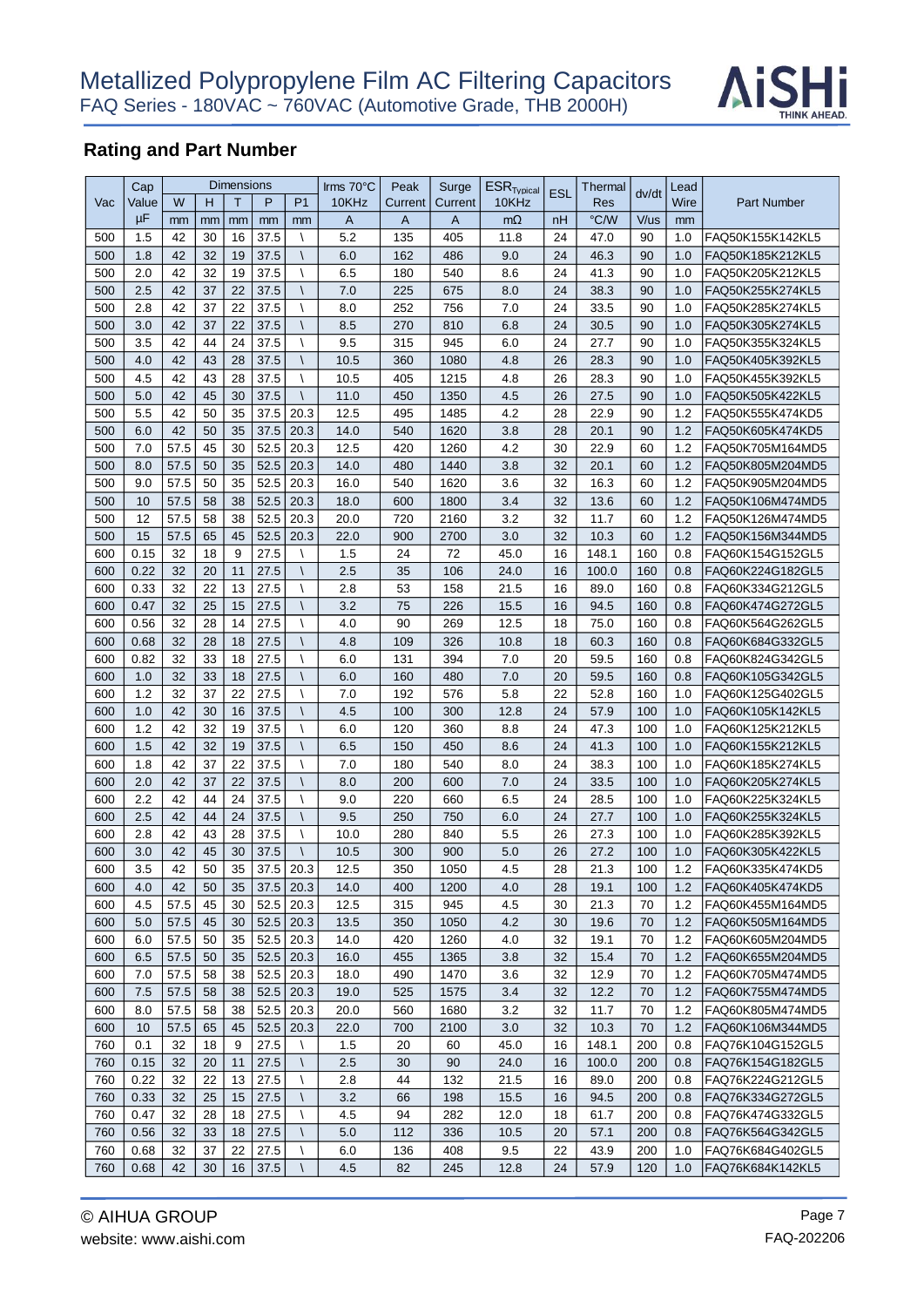# Metallized Polypropylene Film AC Filtering Capacitors

FAQ Series - 180VAC ~ 760VAC (Automotive Grade, THB 2000H)

## Rating and Part Number

| Vac | Cap Value | Dimensions W | H | T | P | P1 | Irms 70°C 10KHz | Peak Current | Surge Current | $ESR_{Typical}$ 10KHz | ESL | Thermal Res | dv/dt | Lead Wire | Part Number |
|---|---|---|---|---|---|---|---|---|---|---|---|---|---|---|---|
| | μF | mm | mm | mm | mm | mm | A | A | A | mΩ | nH | °C/W | V/us | mm | |
| 500 | 1.5 | 42 | 30 | 16 | 37.5 | \ | 5.2 | 135 | 405 | 11.8 | 24 | 47.0 | 90 | 1.0 | FAQ50K155K142KL5 |
| 500 | 1.8 | 42 | 32 | 19 | 37.5 | \ | 6.0 | 162 | 486 | 9.0 | 24 | 46.3 | 90 | 1.0 | FAQ50K185K212KL5 |
| 500 | 2.0 | 42 | 32 | 19 | 37.5 | \ | 6.5 | 180 | 540 | 8.6 | 24 | 41.3 | 90 | 1.0 | FAQ50K205K212KL5 |
| 500 | 2.5 | 42 | 37 | 22 | 37.5 | \ | 7.0 | 225 | 675 | 8.0 | 24 | 38.3 | 90 | 1.0 | FAQ50K255K274KL5 |
| 500 | 2.8 | 42 | 37 | 22 | 37.5 | \ | 8.0 | 252 | 756 | 7.0 | 24 | 33.5 | 90 | 1.0 | FAQ50K285K274KL5 |
| 500 | 3.0 | 42 | 37 | 22 | 37.5 | \ | 8.5 | 270 | 810 | 6.8 | 24 | 30.5 | 90 | 1.0 | FAQ50K305K274KL5 |
| 500 | 3.5 | 42 | 44 | 24 | 37.5 | \ | 9.5 | 315 | 945 | 6.0 | 24 | 27.7 | 90 | 1.0 | FAQ50K355K324KL5 |
| 500 | 4.0 | 42 | 43 | 28 | 37.5 | \ | 10.5 | 360 | 1080 | 4.8 | 26 | 28.3 | 90 | 1.0 | FAQ50K405K392KL5 |
| 500 | 4.5 | 42 | 43 | 28 | 37.5 | \ | 10.5 | 405 | 1215 | 4.8 | 26 | 28.3 | 90 | 1.0 | FAQ50K455K392KL5 |
| 500 | 5.0 | 42 | 45 | 30 | 37.5 | \ | 11.0 | 450 | 1350 | 4.5 | 26 | 27.5 | 90 | 1.0 | FAQ50K505K422KL5 |
| 500 | 5.5 | 42 | 50 | 35 | 37.5 | 20.3 | 12.5 | 495 | 1485 | 4.2 | 28 | 22.9 | 90 | 1.2 | FAQ50K555K474KD5 |
| 500 | 6.0 | 42 | 50 | 35 | 37.5 | 20.3 | 14.0 | 540 | 1620 | 3.8 | 28 | 20.1 | 90 | 1.2 | FAQ50K605K474KD5 |
| 500 | 7.0 | 57.5 | 45 | 30 | 52.5 | 20.3 | 12.5 | 420 | 1260 | 4.2 | 30 | 22.9 | 60 | 1.2 | FAQ50K705M164MD5 |
| 500 | 8.0 | 57.5 | 50 | 35 | 52.5 | 20.3 | 14.0 | 480 | 1440 | 3.8 | 32 | 20.1 | 60 | 1.2 | FAQ50K805M204MD5 |
| 500 | 9.0 | 57.5 | 50 | 35 | 52.5 | 20.3 | 16.0 | 540 | 1620 | 3.6 | 32 | 16.3 | 60 | 1.2 | FAQ50K905M204MD5 |
| 500 | 10 | 57.5 | 58 | 38 | 52.5 | 20.3 | 18.0 | 600 | 1800 | 3.4 | 32 | 13.6 | 60 | 1.2 | FAQ50K106M474MD5 |
| 500 | 12 | 57.5 | 58 | 38 | 52.5 | 20.3 | 20.0 | 720 | 2160 | 3.2 | 32 | 11.7 | 60 | 1.2 | FAQ50K126M474MD5 |
| 500 | 15 | 57.5 | 65 | 45 | 52.5 | 20.3 | 22.0 | 900 | 2700 | 3.0 | 32 | 10.3 | 60 | 1.2 | FAQ50K156M344MD5 |
| 600 | 0.15 | 32 | 18 | 9 | 27.5 | \ | 1.5 | 24 | 72 | 45.0 | 16 | 148.1 | 160 | 0.8 | FAQ60K154G152GL5 |
| 600 | 0.22 | 32 | 20 | 11 | 27.5 | \ | 2.5 | 35 | 106 | 24.0 | 16 | 100.0 | 160 | 0.8 | FAQ60K224G182GL5 |
| 600 | 0.33 | 32 | 22 | 13 | 27.5 | \ | 2.8 | 53 | 158 | 21.5 | 16 | 89.0 | 160 | 0.8 | FAQ60K334G212GL5 |
| 600 | 0.47 | 32 | 25 | 15 | 27.5 | \ | 3.2 | 75 | 226 | 15.5 | 16 | 94.5 | 160 | 0.8 | FAQ60K474G272GL5 |
| 600 | 0.56 | 32 | 28 | 14 | 27.5 | \ | 4.0 | 90 | 269 | 12.5 | 18 | 75.0 | 160 | 0.8 | FAQ60K564G262GL5 |
| 600 | 0.68 | 32 | 28 | 18 | 27.5 | \ | 4.8 | 109 | 326 | 10.8 | 18 | 60.3 | 160 | 0.8 | FAQ60K684G332GL5 |
| 600 | 0.82 | 32 | 33 | 18 | 27.5 | \ | 6.0 | 131 | 394 | 7.0 | 20 | 59.5 | 160 | 0.8 | FAQ60K824G342GL5 |
| 600 | 1.0 | 32 | 33 | 18 | 27.5 | \ | 6.0 | 160 | 480 | 7.0 | 20 | 59.5 | 160 | 0.8 | FAQ60K105G342GL5 |
| 600 | 1.2 | 32 | 37 | 22 | 27.5 | \ | 7.0 | 192 | 576 | 5.8 | 22 | 52.8 | 160 | 1.0 | FAQ60K125G402GL5 |
| 600 | 1.0 | 42 | 30 | 16 | 37.5 | \ | 4.5 | 100 | 300 | 12.8 | 24 | 57.9 | 100 | 1.0 | FAQ60K105K142KL5 |
| 600 | 1.2 | 42 | 32 | 19 | 37.5 | \ | 6.0 | 120 | 360 | 8.8 | 24 | 47.3 | 100 | 1.0 | FAQ60K125K212KL5 |
| 600 | 1.5 | 42 | 32 | 19 | 37.5 | \ | 6.5 | 150 | 450 | 8.6 | 24 | 41.3 | 100 | 1.0 | FAQ60K155K212KL5 |
| 600 | 1.8 | 42 | 37 | 22 | 37.5 | \ | 7.0 | 180 | 540 | 8.0 | 24 | 38.3 | 100 | 1.0 | FAQ60K185K274KL5 |
| 600 | 2.0 | 42 | 37 | 22 | 37.5 | \ | 8.0 | 200 | 600 | 7.0 | 24 | 33.5 | 100 | 1.0 | FAQ60K205K274KL5 |
| 600 | 2.2 | 42 | 44 | 24 | 37.5 | \ | 9.0 | 220 | 660 | 6.5 | 24 | 28.5 | 100 | 1.0 | FAQ60K225K324KL5 |
| 600 | 2.5 | 42 | 44 | 24 | 37.5 | \ | 9.5 | 250 | 750 | 6.0 | 24 | 27.7 | 100 | 1.0 | FAQ60K255K324KL5 |
| 600 | 2.8 | 42 | 43 | 28 | 37.5 | \ | 10.0 | 280 | 840 | 5.5 | 26 | 27.3 | 100 | 1.0 | FAQ60K285K392KL5 |
| 600 | 3.0 | 42 | 45 | 30 | 37.5 | \ | 10.5 | 300 | 900 | 5.0 | 26 | 27.2 | 100 | 1.0 | FAQ60K305K422KL5 |
| 600 | 3.5 | 42 | 50 | 35 | 37.5 | 20.3 | 12.5 | 350 | 1050 | 4.5 | 28 | 21.3 | 100 | 1.2 | FAQ60K335K474KD5 |
| 600 | 4.0 | 42 | 50 | 35 | 37.5 | 20.3 | 14.0 | 400 | 1200 | 4.0 | 28 | 19.1 | 100 | 1.2 | FAQ60K405K474KD5 |
| 600 | 4.5 | 57.5 | 45 | 30 | 52.5 | 20.3 | 12.5 | 315 | 945 | 4.5 | 30 | 21.3 | 70 | 1.2 | FAQ60K455M164MD5 |
| 600 | 5.0 | 57.5 | 45 | 30 | 52.5 | 20.3 | 13.5 | 350 | 1050 | 4.2 | 30 | 19.6 | 70 | 1.2 | FAQ60K505M164MD5 |
| 600 | 6.0 | 57.5 | 50 | 35 | 52.5 | 20.3 | 14.0 | 420 | 1260 | 4.0 | 32 | 19.1 | 70 | 1.2 | FAQ60K605M204MD5 |
| 600 | 6.5 | 57.5 | 50 | 35 | 52.5 | 20.3 | 16.0 | 455 | 1365 | 3.8 | 32 | 15.4 | 70 | 1.2 | FAQ60K655M204MD5 |
| 600 | 7.0 | 57.5 | 58 | 38 | 52.5 | 20.3 | 18.0 | 490 | 1470 | 3.6 | 32 | 12.9 | 70 | 1.2 | FAQ60K705M474MD5 |
| 600 | 7.5 | 57.5 | 58 | 38 | 52.5 | 20.3 | 19.0 | 525 | 1575 | 3.4 | 32 | 12.2 | 70 | 1.2 | FAQ60K755M474MD5 |
| 600 | 8.0 | 57.5 | 58 | 38 | 52.5 | 20.3 | 20.0 | 560 | 1680 | 3.2 | 32 | 11.7 | 70 | 1.2 | FAQ60K805M474MD5 |
| 600 | 10 | 57.5 | 65 | 45 | 52.5 | 20.3 | 22.0 | 700 | 2100 | 3.0 | 32 | 10.3 | 70 | 1.2 | FAQ60K106M344MD5 |
| 760 | 0.1 | 32 | 18 | 9 | 27.5 | \ | 1.5 | 20 | 60 | 45.0 | 16 | 148.1 | 200 | 0.8 | FAQ76K104G152GL5 |
| 760 | 0.15 | 32 | 20 | 11 | 27.5 | \ | 2.5 | 30 | 90 | 24.0 | 16 | 100.0 | 200 | 0.8 | FAQ76K154G182GL5 |
| 760 | 0.22 | 32 | 22 | 13 | 27.5 | \ | 2.8 | 44 | 132 | 21.5 | 16 | 89.0 | 200 | 0.8 | FAQ76K224G212GL5 |
| 760 | 0.33 | 32 | 25 | 15 | 27.5 | \ | 3.2 | 66 | 198 | 15.5 | 16 | 94.5 | 200 | 0.8 | FAQ76K334G272GL5 |
| 760 | 0.47 | 32 | 28 | 18 | 27.5 | \ | 4.5 | 94 | 282 | 12.0 | 18 | 61.7 | 200 | 0.8 | FAQ76K474G332GL5 |
| 760 | 0.56 | 32 | 33 | 18 | 27.5 | \ | 5.0 | 112 | 336 | 10.5 | 20 | 57.1 | 200 | 0.8 | FAQ76K564G342GL5 |
| 760 | 0.68 | 32 | 37 | 22 | 27.5 | \ | 6.0 | 136 | 408 | 9.5 | 22 | 43.9 | 200 | 1.0 | FAQ76K684G402GL5 |
| 760 | 0.68 | 42 | 30 | 16 | 37.5 | \ | 4.5 | 82 | 245 | 12.8 | 24 | 57.9 | 120 | 1.0 | FAQ76K684K142KL5 |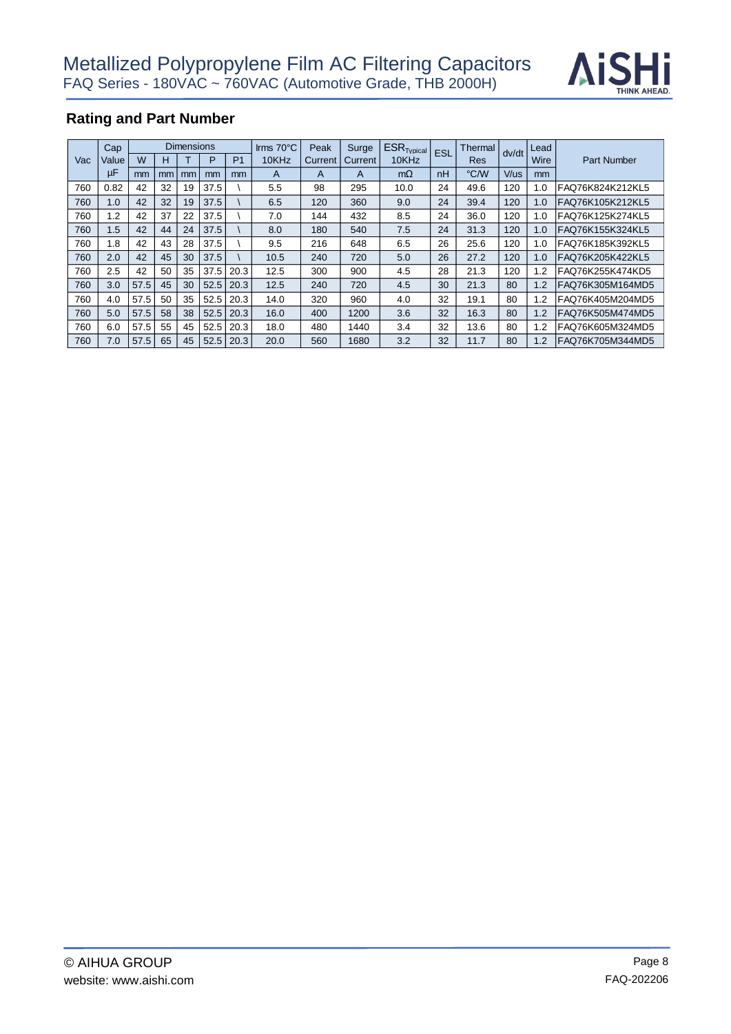## Rating and Part Number

| Vac | Cap Value | Dimensions | | | | | Irms 70°C 10KHz | Peak Current | Surge Current | $ESR_{Typical}$ 10KHz | ESL | Thermal Res | dv/dt | Lead Wire | Part Number |
|---|---|---|---|---|---|---|---|---|---|---|---|---|---|---|---|
| | | W | H | T | P | P1 | | | | | | | | | |
| | µF | mm | mm | mm | mm | mm | A | A | A | mΩ | nH | °C/W | V/us | mm | |
| 760 | 0.82 | 42 | 32 | 19 | 37.5 | \ | 5.5 | 98 | 295 | 10.0 | 24 | 49.6 | 120 | 1.0 | FAQ76K824K212KL5 |
| 760 | 1.0 | 42 | 32 | 19 | 37.5 | \ | 6.5 | 120 | 360 | 9.0 | 24 | 39.4 | 120 | 1.0 | FAQ76K105K212KL5 |
| 760 | 1.2 | 42 | 37 | 22 | 37.5 | \ | 7.0 | 144 | 432 | 8.5 | 24 | 36.0 | 120 | 1.0 | FAQ76K125K274KL5 |
| 760 | 1.5 | 42 | 44 | 24 | 37.5 | \ | 8.0 | 180 | 540 | 7.5 | 24 | 31.3 | 120 | 1.0 | FAQ76K155K324KL5 |
| 760 | 1.8 | 42 | 43 | 28 | 37.5 | \ | 9.5 | 216 | 648 | 6.5 | 26 | 25.6 | 120 | 1.0 | FAQ76K185K392KL5 |
| 760 | 2.0 | 42 | 45 | 30 | 37.5 | \ | 10.5 | 240 | 720 | 5.0 | 26 | 27.2 | 120 | 1.0 | FAQ76K205K422KL5 |
| 760 | 2.5 | 42 | 50 | 35 | 37.5 | 20.3 | 12.5 | 300 | 900 | 4.5 | 28 | 21.3 | 120 | 1.2 | FAQ76K255K474KD5 |
| 760 | 3.0 | 57.5 | 45 | 30 | 52.5 | 20.3 | 12.5 | 240 | 720 | 4.5 | 30 | 21.3 | 80 | 1.2 | FAQ76K305M164MD5 |
| 760 | 4.0 | 57.5 | 50 | 35 | 52.5 | 20.3 | 14.0 | 320 | 960 | 4.0 | 32 | 19.1 | 80 | 1.2 | FAQ76K405M204MD5 |
| 760 | 5.0 | 57.5 | 58 | 38 | 52.5 | 20.3 | 16.0 | 400 | 1200 | 3.6 | 32 | 16.3 | 80 | 1.2 | FAQ76K505M474MD5 |
| 760 | 6.0 | 57.5 | 55 | 45 | 52.5 | 20.3 | 18.0 | 480 | 1440 | 3.4 | 32 | 13.6 | 80 | 1.2 | FAQ76K605M324MD5 |
| 760 | 7.0 | 57.5 | 65 | 45 | 52.5 | 20.3 | 20.0 | 560 | 1680 | 3.2 | 32 | 11.7 | 80 | 1.2 | FAQ76K705M344MD5 |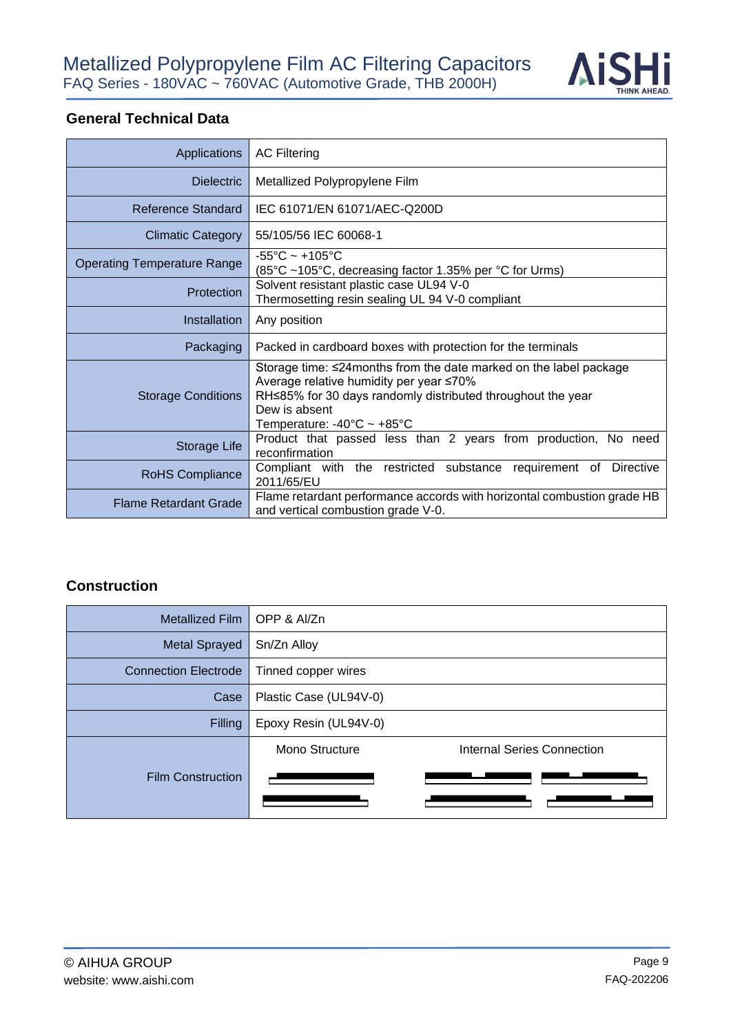## General Technical Data

| | |
|---|---|
| Applications | AC Filtering |
| Dielectric | Metallized Polypropylene Film |
| Reference Standard | IEC 61071/EN 61071/AEC-Q200D |
| Climatic Category | 55/105/56 IEC 60068-1 |
| Operating Temperature Range | -55°C ~ +105°C<br>(85°C ~105°C, decreasing factor 1.35% per °C for Urms) |
| Protection | Solvent resistant plastic case UL94 V-0<br>Thermosetting resin sealing UL 94 V-0 compliant |
| Installation | Any position |
| Packaging | Packed in cardboard boxes with protection for the terminals |
| Storage Conditions | Storage time: ≤24months from the date marked on the label package<br>Average relative humidity per year ≤70%<br>RH≤85% for 30 days randomly distributed throughout the year<br>Dew is absent<br>Temperature: -40°C ~ +85°C |
| Storage Life | Product that passed less than 2 years from production, No need reconfirmation |
| RoHS Compliance | Compliant with the restricted substance requirement of Directive 2011/65/EU |
| Flame Retardant Grade | Flame retardant performance accords with horizontal combustion grade HB and vertical combustion grade V-0. |

## Construction

| | | |
|---|---|---|
| Metallized Film | OPP & Al/Zn | |
| Metal Sprayed | Sn/Zn Alloy | |
| Connection Electrode | Tinned copper wires | |
| Case | Plastic Case (UL94V-0) | |
| Filling | Epoxy Resin (UL94V-0) | |
| Film Construction | Mono Structure | Internal Series Connection |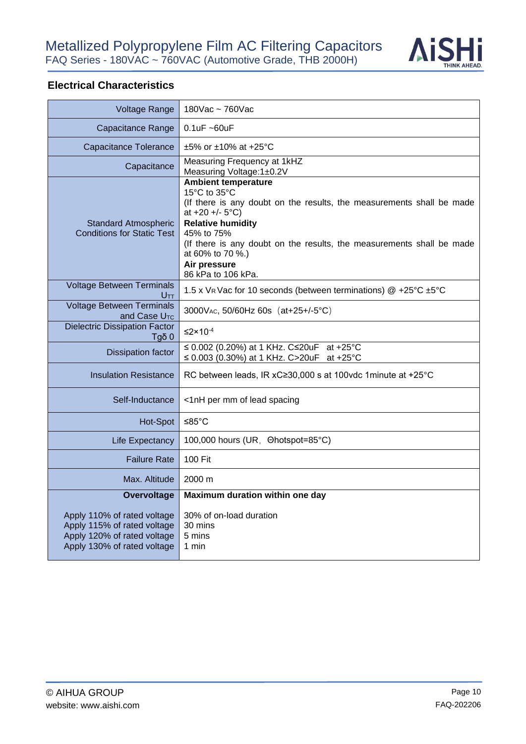## Electrical Characteristics

| | |
|---|---|
| Voltage Range | 180Vac ~ 760Vac |
| Capacitance Range | 0.1uF ~60uF |
| Capacitance Tolerance | ±5% or ±10% at +25°C |
| Capacitance | Measuring Frequency at 1kHZ<br>Measuring Voltage:1±0.2V |
| Standard Atmospheric Conditions for Static Test | **Ambient temperature**<br>15°C to 35°C<br>(If there is any doubt on the results, the measurements shall be made at +20 +/- 5°C)<br>**Relative humidity**<br>45% to 75%<br>(If there is any doubt on the results, the measurements shall be made at 60% to 70 %.)<br>**Air pressure**<br>86 kPa to 106 kPa. |
| Voltage Between Terminals $U_{TT}$ | 1.5 x $V_R$ Vac for 10 seconds (between terminations) @ +25°C ±5°C |
| Voltage Between Terminals and Case $U_{TC}$ | 3000$V_{AC}$, 50/60Hz 60s（at+25+/-5°C） |
| Dielectric Dissipation Factor Tgδ 0 | ≤$2\times10^{-4}$ |
| Dissipation factor | ≤ 0.002 (0.20%) at 1 KHz. C≤20uF at +25°C<br>≤ 0.003 (0.30%) at 1 KHz. C>20uF at +25°C |
| Insulation Resistance | RC between leads, IR xC≥30,000 s at 100vdc 1minute at +25°C |
| Self-Inductance | <1nH per mm of lead spacing |
| Hot-Spot | ≤85°C |
| Life Expectancy | 100,000 hours (UR，Θhotspot=85°C) |
| Failure Rate | 100 Fit |
| Max. Altitude | 2000 m |
| **Overvoltage** | **Maximum duration within one day** |
| Apply 110% of rated voltage | 30% of on-load duration |
| Apply 115% of rated voltage | 30 mins |
| Apply 120% of rated voltage | 5 mins |
| Apply 130% of rated voltage | 1 min |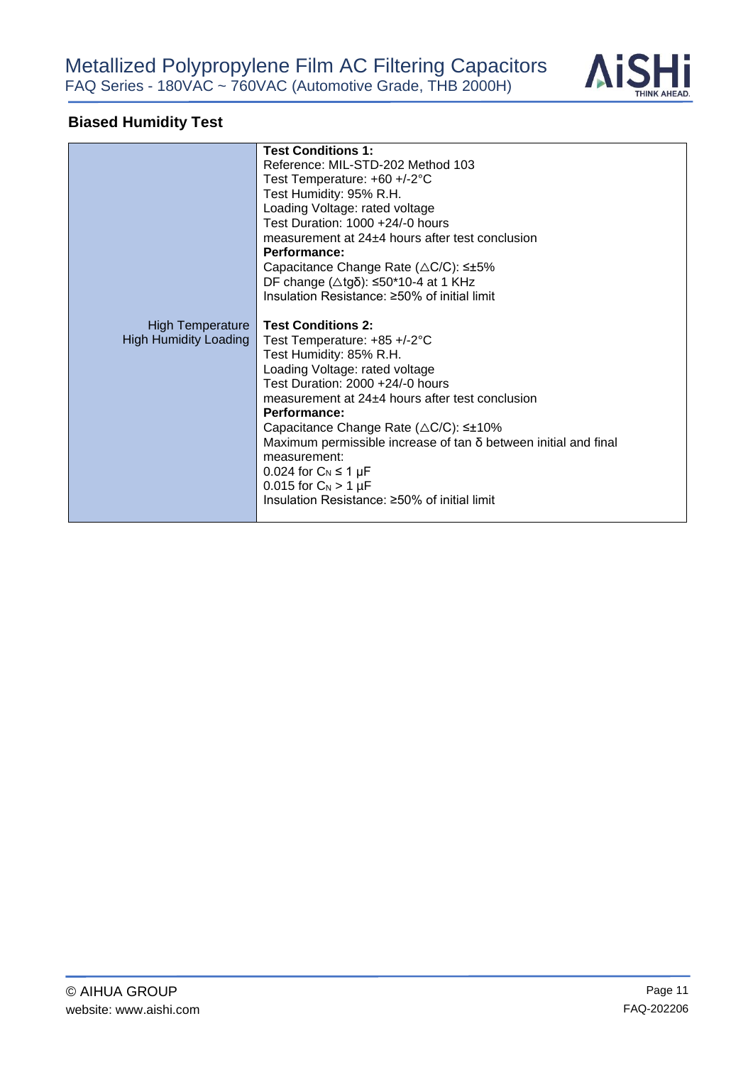## Biased Humidity Test

| | |
|---|---|
| High Temperature High Humidity Loading | **Test Conditions 1:**<br>Reference: MIL-STD-202 Method 103<br>Test Temperature: +60 +/-2°C<br>Test Humidity: 95% R.H.<br>Loading Voltage: rated voltage<br>Test Duration: 1000 +24/-0 hours<br>measurement at 24±4 hours after test conclusion<br>**Performance:**<br>Capacitance Change Rate (△C/C): ≤±5%<br>DF change (△tgδ): ≤50*10-4 at 1 KHz<br>Insulation Resistance: ≥50% of initial limit<br><br>**Test Conditions 2:**<br>Test Temperature: +85 +/-2°C<br>Test Humidity: 85% R.H.<br>Loading Voltage: rated voltage<br>Test Duration: 2000 +24/-0 hours<br>measurement at 24±4 hours after test conclusion<br>**Performance:**<br>Capacitance Change Rate (△C/C): ≤±10%<br>Maximum permissible increase of tan δ between initial and final measurement:<br>0.024 for $C_N$ ≤ 1 μF<br>0.015 for $C_N$ > 1 μF<br>Insulation Resistance: ≥50% of initial limit |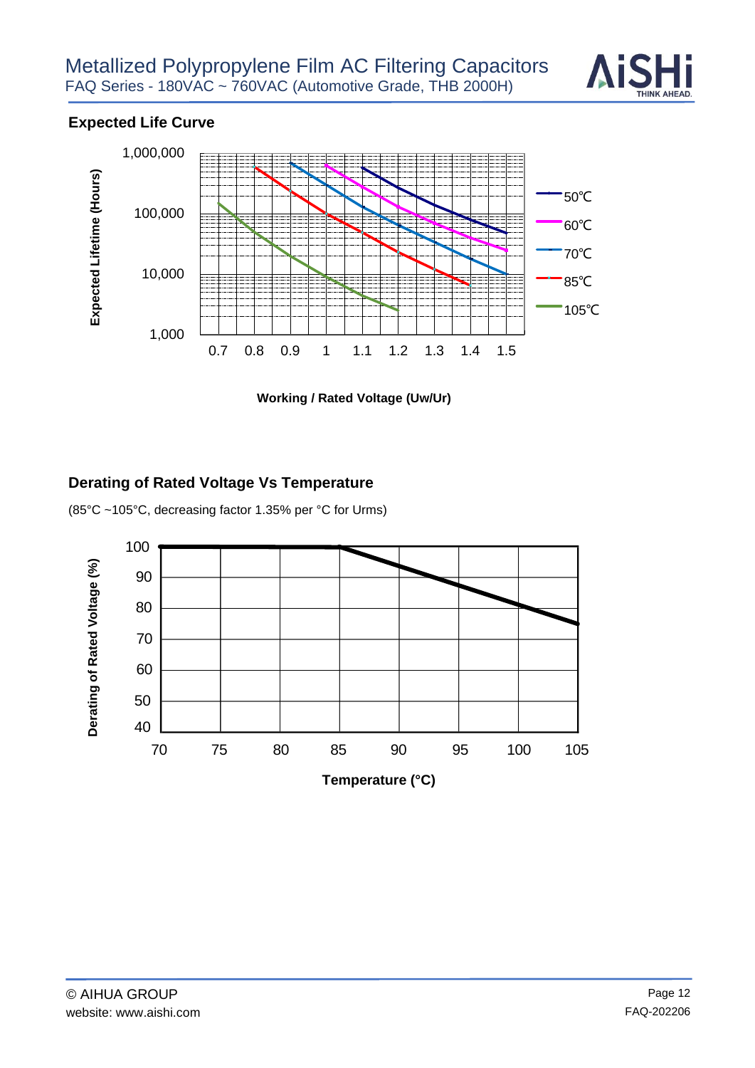## Expected Life Curve

## Derating of Rated Voltage Vs Temperature

(85°C ~105°C, decreasing factor 1.35% per °C for Urms)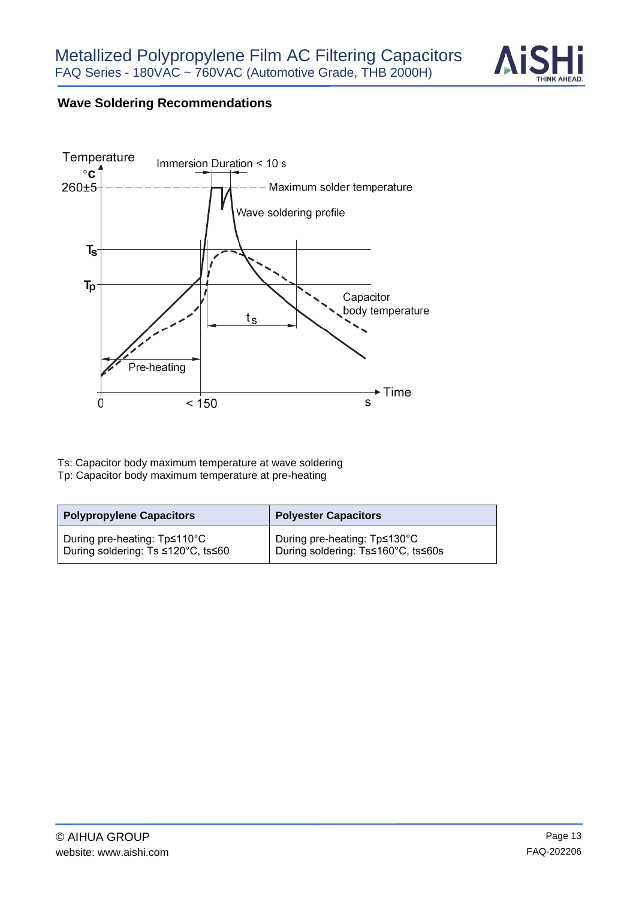## Wave Soldering Recommendations

Ts: Capacitor body maximum temperature at wave soldering
Tp: Capacitor body maximum temperature at pre-heating

| Polypropylene Capacitors | Polyester Capacitors |
| --- | --- |
| During pre-heating: Tp≤110°C<br>During soldering: Ts ≤120°C, ts≤60 | During pre-heating: Tp≤130°C<br>During soldering: Ts≤160°C, ts≤60s |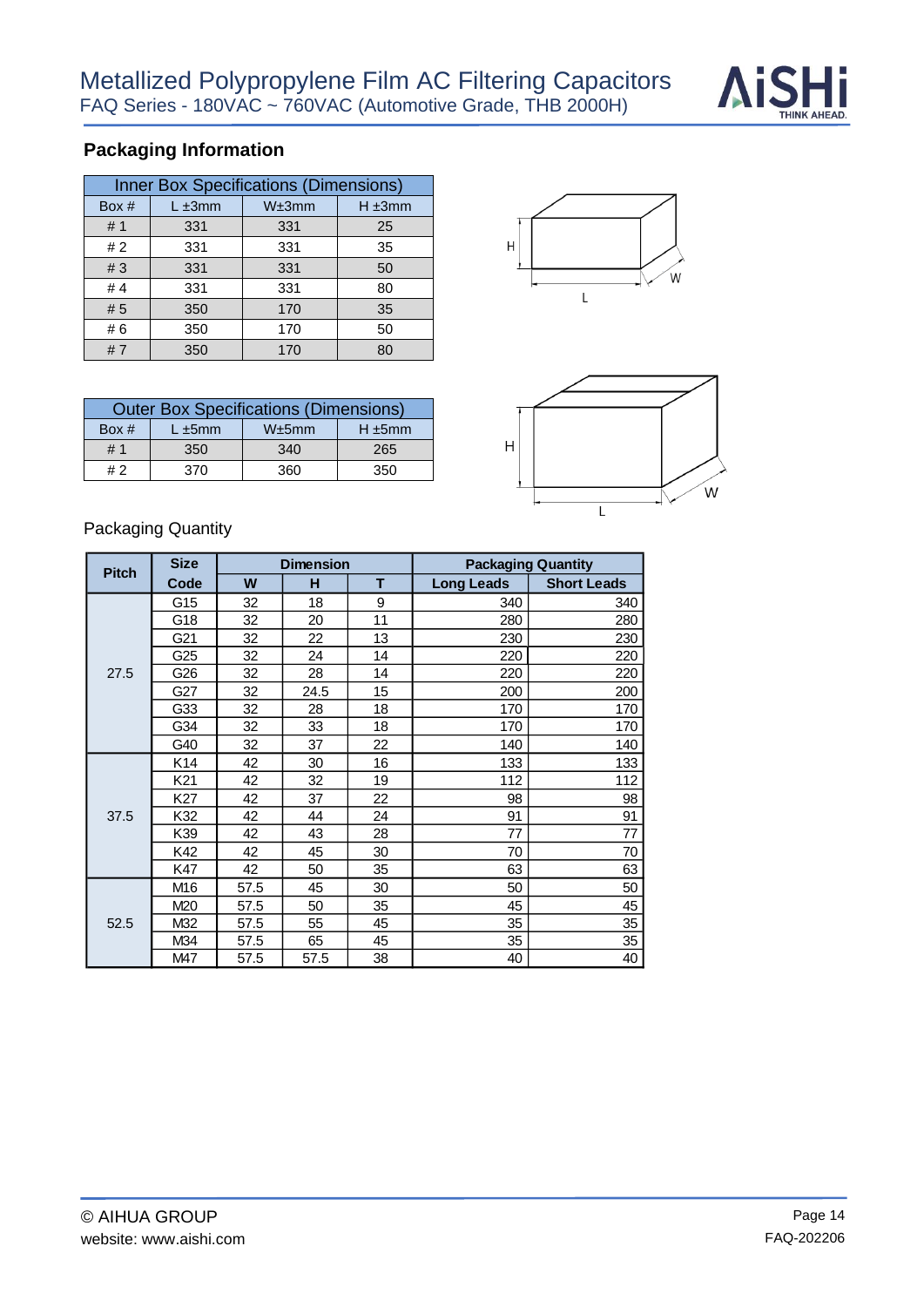## Packaging Information

| Inner Box Specifications (Dimensions) | | | |
|---|---|---|---|
| Box # | L ±3mm | W±3mm | H ±3mm |
| # 1 | 331 | 331 | 25 |
| # 2 | 331 | 331 | 35 |
| # 3 | 331 | 331 | 50 |
| # 4 | 331 | 331 | 80 |
| # 5 | 350 | 170 | 35 |
| # 6 | 350 | 170 | 50 |
| # 7 | 350 | 170 | 80 |

| Outer Box Specifications (Dimensions) | | | |
|---|---|---|---|
| Box # | L ±5mm | W±5mm | H ±5mm |
| # 1 | 350 | 340 | 265 |
| # 2 | 370 | 360 | 350 |

Packaging Quantity

| Pitch | Size Code | Dimension | | | Packaging Quantity | |
|---|---|---|---|---|---|---|
| | | W | H | T | Long Leads | Short Leads |
| 27.5 | G15 | 32 | 18 | 9 | 340 | 340 |
| | G18 | 32 | 20 | 11 | 280 | 280 |
| | G21 | 32 | 22 | 13 | 230 | 230 |
| | G25 | 32 | 24 | 14 | 220 | 220 |
| | G26 | 32 | 28 | 14 | 220 | 220 |
| | G27 | 32 | 24.5 | 15 | 200 | 200 |
| | G33 | 32 | 28 | 18 | 170 | 170 |
| | G34 | 32 | 33 | 18 | 170 | 170 |
| | G40 | 32 | 37 | 22 | 140 | 140 |
| 37.5 | K14 | 42 | 30 | 16 | 133 | 133 |
| | K21 | 42 | 32 | 19 | 112 | 112 |
| | K27 | 42 | 37 | 22 | 98 | 98 |
| | K32 | 42 | 44 | 24 | 91 | 91 |
| | K39 | 42 | 43 | 28 | 77 | 77 |
| | K42 | 42 | 45 | 30 | 70 | 70 |
| | K47 | 42 | 50 | 35 | 63 | 63 |
| 52.5 | M16 | 57.5 | 45 | 30 | 50 | 50 |
| | M20 | 57.5 | 50 | 35 | 45 | 45 |
| | M32 | 57.5 | 55 | 45 | 35 | 35 |
| | M34 | 57.5 | 65 | 45 | 35 | 35 |
| | M47 | 57.5 | 57.5 | 38 | 40 | 40 |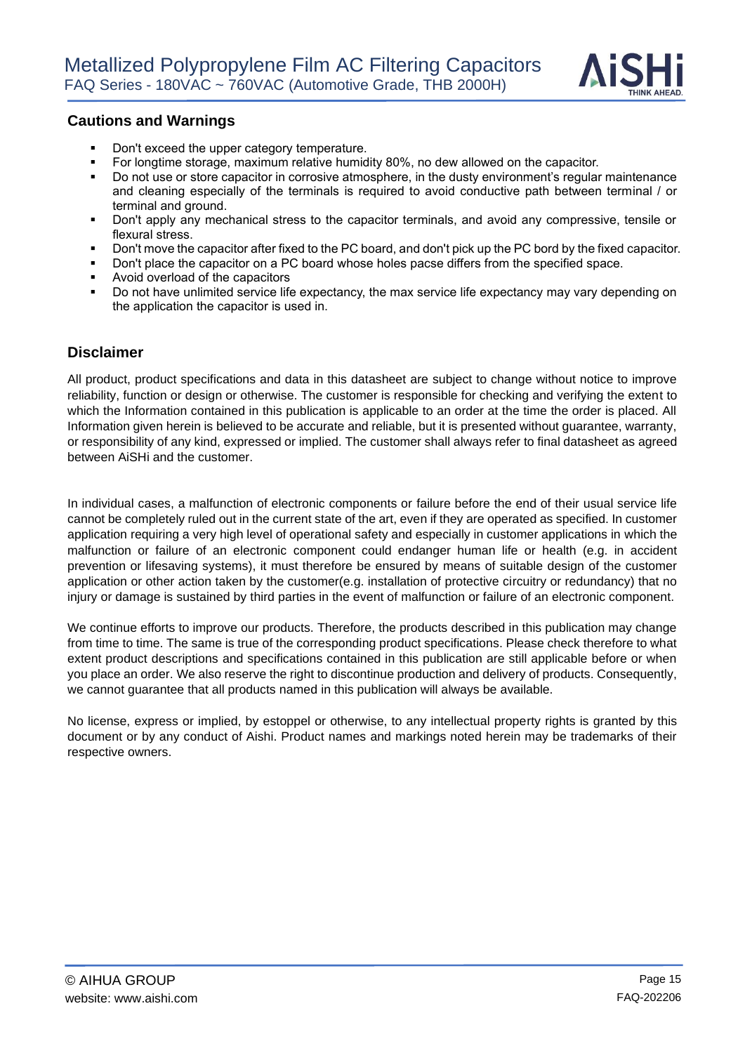## Cautions and Warnings

- Don't exceed the upper category temperature.
- For longtime storage, maximum relative humidity 80%, no dew allowed on the capacitor.
- Do not use or store capacitor in corrosive atmosphere, in the dusty environment's regular maintenance and cleaning especially of the terminals is required to avoid conductive path between terminal / or terminal and ground.
- Don't apply any mechanical stress to the capacitor terminals, and avoid any compressive, tensile or flexural stress.
- Don't move the capacitor after fixed to the PC board, and don't pick up the PC bord by the fixed capacitor.
- Don't place the capacitor on a PC board whose holes pacse differs from the specified space.
- Avoid overload of the capacitors
- Do not have unlimited service life expectancy, the max service life expectancy may vary depending on the application the capacitor is used in.

## Disclaimer

All product, product specifications and data in this datasheet are subject to change without notice to improve reliability, function or design or otherwise. The customer is responsible for checking and verifying the extent to which the Information contained in this publication is applicable to an order at the time the order is placed. All Information given herein is believed to be accurate and reliable, but it is presented without guarantee, warranty, or responsibility of any kind, expressed or implied. The customer shall always refer to final datasheet as agreed between AiSHi and the customer.

In individual cases, a malfunction of electronic components or failure before the end of their usual service life cannot be completely ruled out in the current state of the art, even if they are operated as specified. In customer application requiring a very high level of operational safety and especially in customer applications in which the malfunction or failure of an electronic component could endanger human life or health (e.g. in accident prevention or lifesaving systems), it must therefore be ensured by means of suitable design of the customer application or other action taken by the customer(e.g. installation of protective circuitry or redundancy) that no injury or damage is sustained by third parties in the event of malfunction or failure of an electronic component.

We continue efforts to improve our products. Therefore, the products described in this publication may change from time to time. The same is true of the corresponding product specifications. Please check therefore to what extent product descriptions and specifications contained in this publication are still applicable before or when you place an order. We also reserve the right to discontinue production and delivery of products. Consequently, we cannot guarantee that all products named in this publication will always be available.

No license, express or implied, by estoppel or otherwise, to any intellectual property rights is granted by this document or by any conduct of Aishi. Product names and markings noted herein may be trademarks of their respective owners.